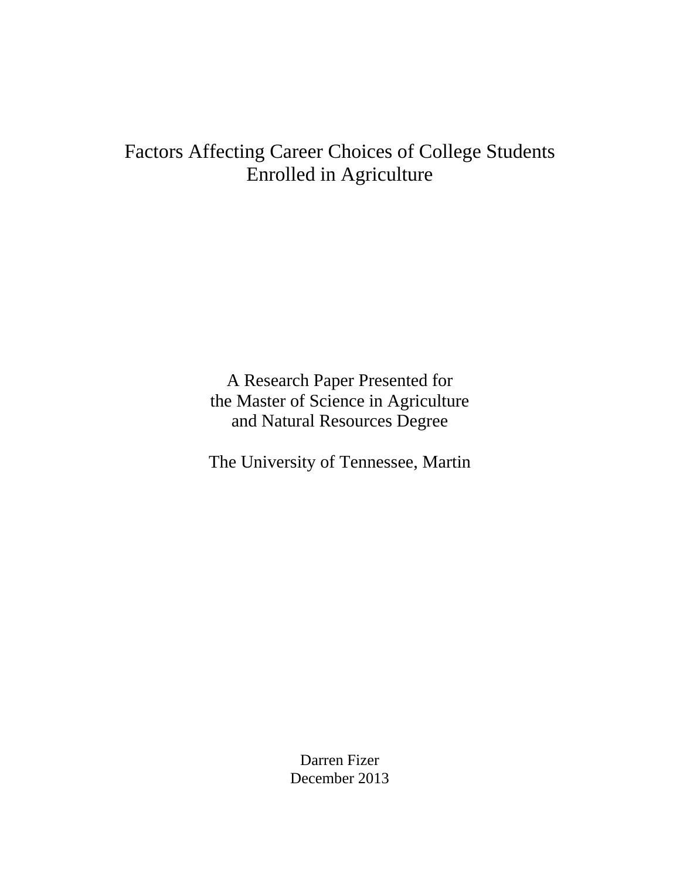# Factors Affecting Career Choices of College Students Enrolled in Agriculture

A Research Paper Presented for
the Master of Science in Agriculture
and Natural Resources Degree

The University of Tennessee, Martin

Darren Fizer
December 2013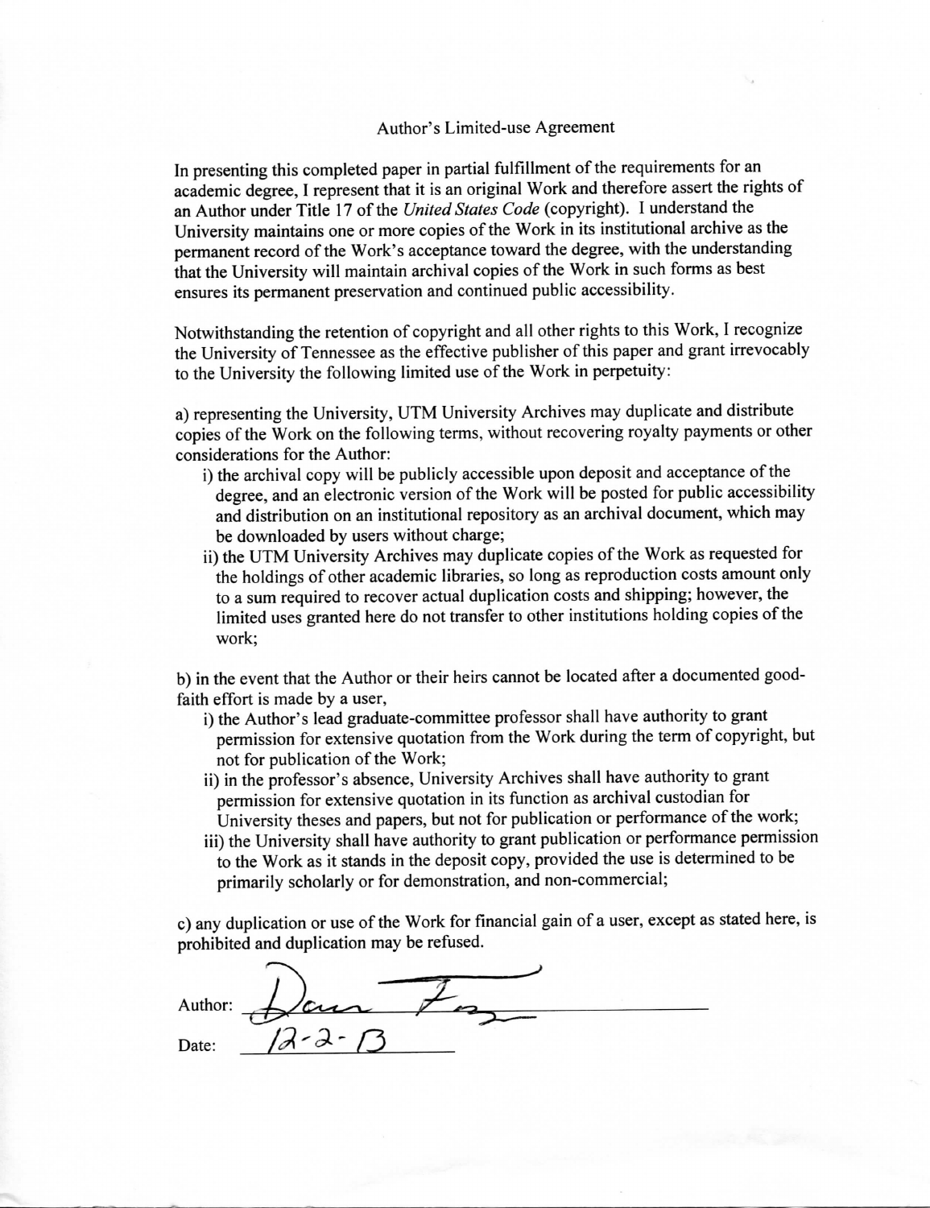# Author's Limited-use Agreement

In presenting this completed paper in partial fulfillment of the requirements for an academic degree, I represent that it is an original Work and therefore assert the rights of an Author under Title 17 of the *United States Code* (copyright). I understand the University maintains one or more copies of the Work in its institutional archive as the permanent record of the Work's acceptance toward the degree, with the understanding that the University will maintain archival copies of the Work in such forms as best ensures its permanent preservation and continued public accessibility.

Notwithstanding the retention of copyright and all other rights to this Work, I recognize the University of Tennessee as the effective publisher of this paper and grant irrevocably to the University the following limited use of the Work in perpetuity:

a) representing the University, UTM University Archives may duplicate and distribute copies of the Work on the following terms, without recovering royalty payments or other considerations for the Author:

- i) the archival copy will be publicly accessible upon deposit and acceptance of the degree, and an electronic version of the Work will be posted for public accessibility and distribution on an institutional repository as an archival document, which may be downloaded by users without charge;
- ii) the UTM University Archives may duplicate copies of the Work as requested for the holdings of other academic libraries, so long as reproduction costs amount only to a sum required to recover actual duplication costs and shipping; however, the limited uses granted here do not transfer to other institutions holding copies of the work;

b) in the event that the Author or their heirs cannot be located after a documented good-faith effort is made by a user,

- i) the Author's lead graduate-committee professor shall have authority to grant permission for extensive quotation from the Work during the term of copyright, but not for publication of the Work;
- ii) in the professor's absence, University Archives shall have authority to grant permission for extensive quotation in its function as archival custodian for University theses and papers, but not for publication or performance of the work;
- iii) the University shall have authority to grant publication or performance permission to the Work as it stands in the deposit copy, provided the use is determined to be primarily scholarly or for demonstration, and non-commercial;

c) any duplication or use of the Work for financial gain of a user, except as stated here, is prohibited and duplication may be refused.

Author: Dan Fo[signature]

Date: 12-2-13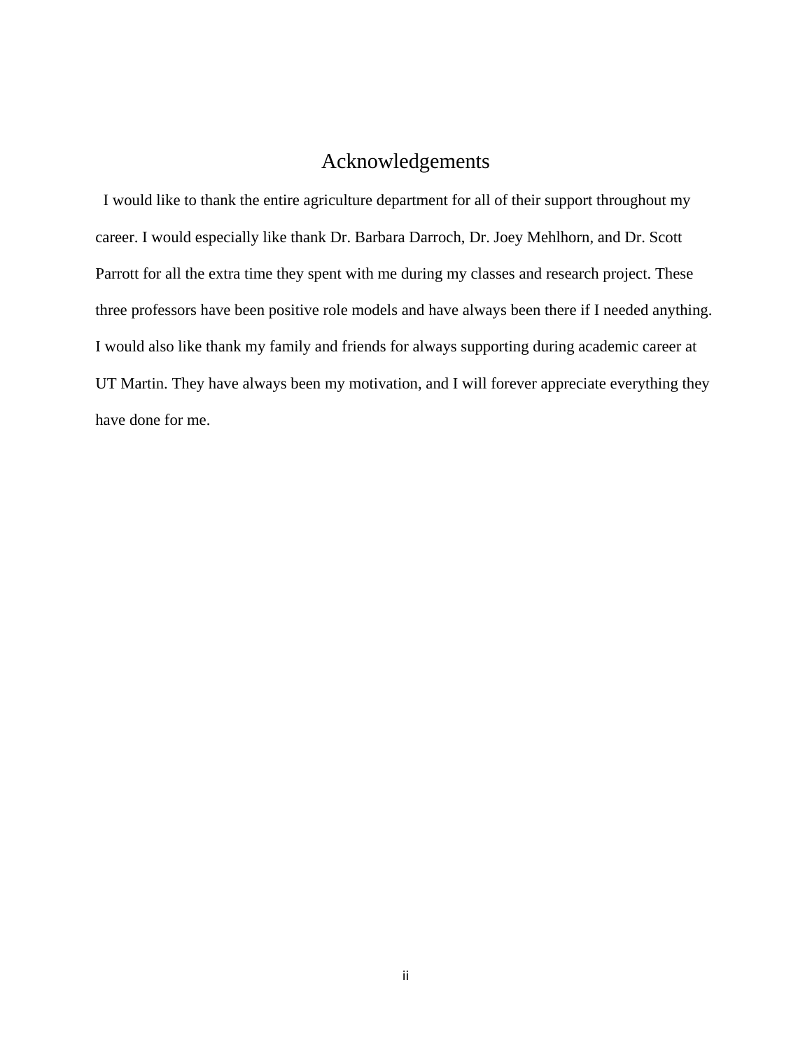# Acknowledgements

I would like to thank the entire agriculture department for all of their support throughout my career. I would especially like thank Dr. Barbara Darroch, Dr. Joey Mehlhorn, and Dr. Scott Parrott for all the extra time they spent with me during my classes and research project. These three professors have been positive role models and have always been there if I needed anything. I would also like thank my family and friends for always supporting during academic career at UT Martin. They have always been my motivation, and I will forever appreciate everything they have done for me.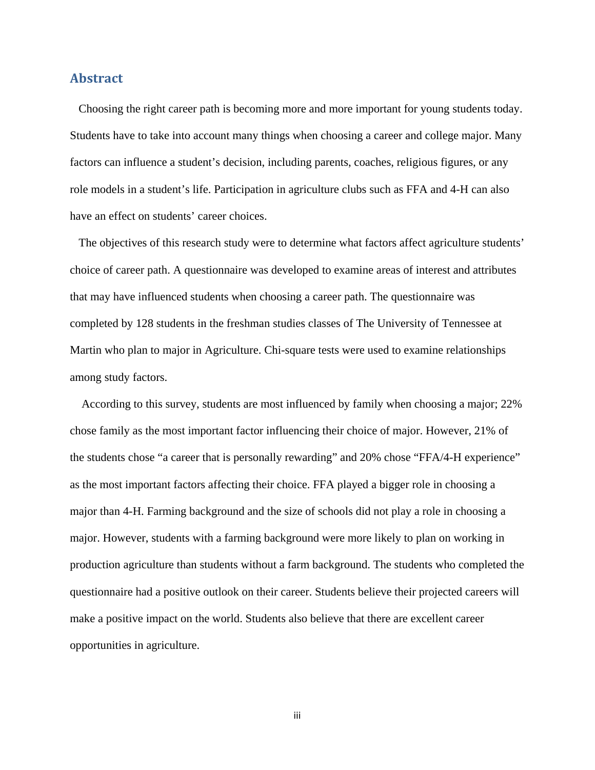## Abstract

Choosing the right career path is becoming more and more important for young students today. Students have to take into account many things when choosing a career and college major. Many factors can influence a student's decision, including parents, coaches, religious figures, or any role models in a student's life. Participation in agriculture clubs such as FFA and 4-H can also have an effect on students' career choices.

The objectives of this research study were to determine what factors affect agriculture students' choice of career path. A questionnaire was developed to examine areas of interest and attributes that may have influenced students when choosing a career path. The questionnaire was completed by 128 students in the freshman studies classes of The University of Tennessee at Martin who plan to major in Agriculture. Chi-square tests were used to examine relationships among study factors.

According to this survey, students are most influenced by family when choosing a major; 22% chose family as the most important factor influencing their choice of major. However, 21% of the students chose "a career that is personally rewarding" and 20% chose "FFA/4-H experience" as the most important factors affecting their choice. FFA played a bigger role in choosing a major than 4-H. Farming background and the size of schools did not play a role in choosing a major. However, students with a farming background were more likely to plan on working in production agriculture than students without a farm background. The students who completed the questionnaire had a positive outlook on their career. Students believe their projected careers will make a positive impact on the world. Students also believe that there are excellent career opportunities in agriculture.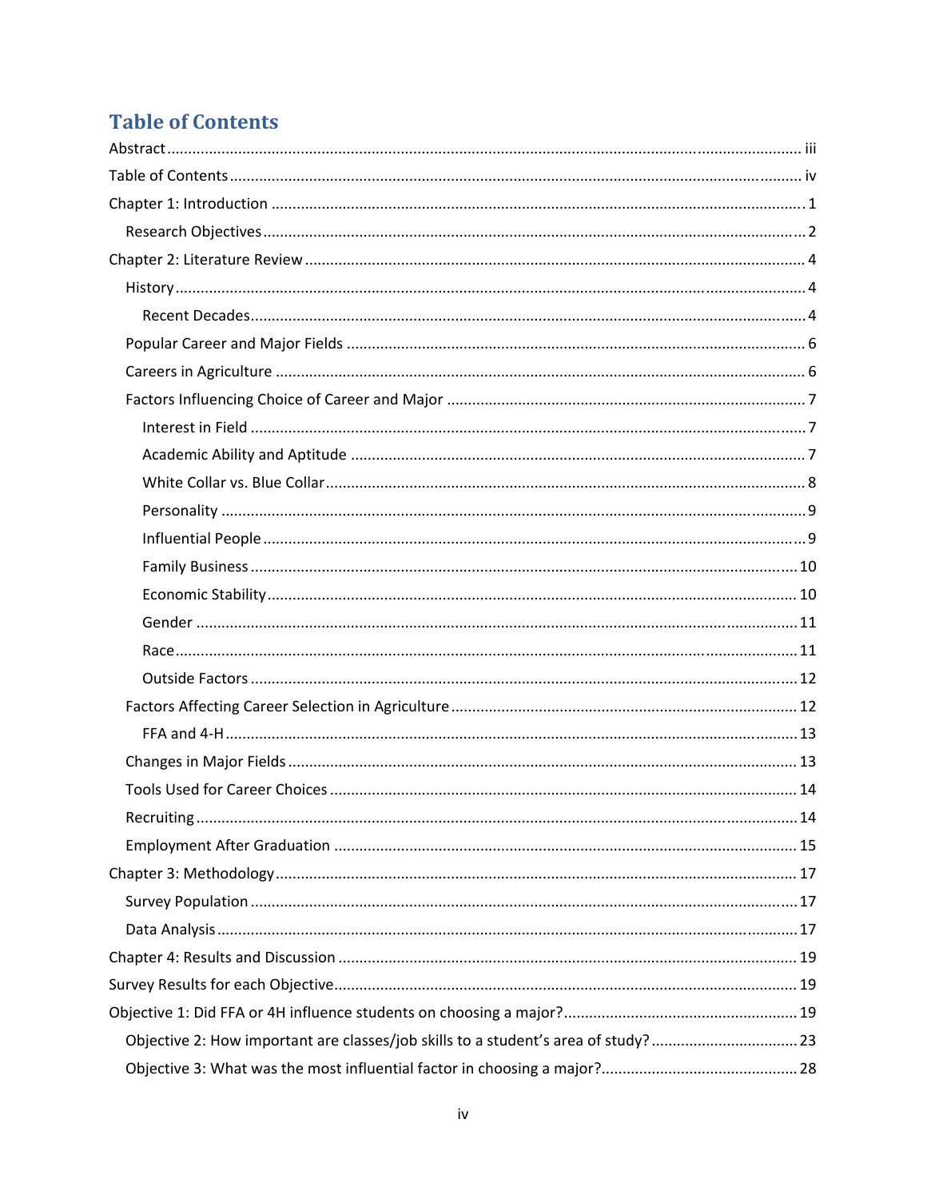# Table of Contents

Abstract ..... iii

Table of Contents ..... iv

Chapter 1: Introduction ..... 1

- Research Objectives ..... 2

Chapter 2: Literature Review ..... 4

- History ..... 4
  - Recent Decades ..... 4
- Popular Career and Major Fields ..... 6
- Careers in Agriculture ..... 6
- Factors Influencing Choice of Career and Major ..... 7
  - Interest in Field ..... 7
  - Academic Ability and Aptitude ..... 7
  - White Collar vs. Blue Collar ..... 8
  - Personality ..... 9
  - Influential People ..... 9
  - Family Business ..... 10
  - Economic Stability ..... 10
  - Gender ..... 11
  - Race ..... 11
  - Outside Factors ..... 12
- Factors Affecting Career Selection in Agriculture ..... 12
  - FFA and 4-H ..... 13
- Changes in Major Fields ..... 13
- Tools Used for Career Choices ..... 14
- Recruiting ..... 14
- Employment After Graduation ..... 15

Chapter 3: Methodology ..... 17

- Survey Population ..... 17
- Data Analysis ..... 17

Chapter 4: Results and Discussion ..... 19

Survey Results for each Objective ..... 19

Objective 1: Did FFA or 4H influence students on choosing a major? ..... 19

- Objective 2: How important are classes/job skills to a student's area of study? ..... 23
- Objective 3: What was the most influential factor in choosing a major? ..... 28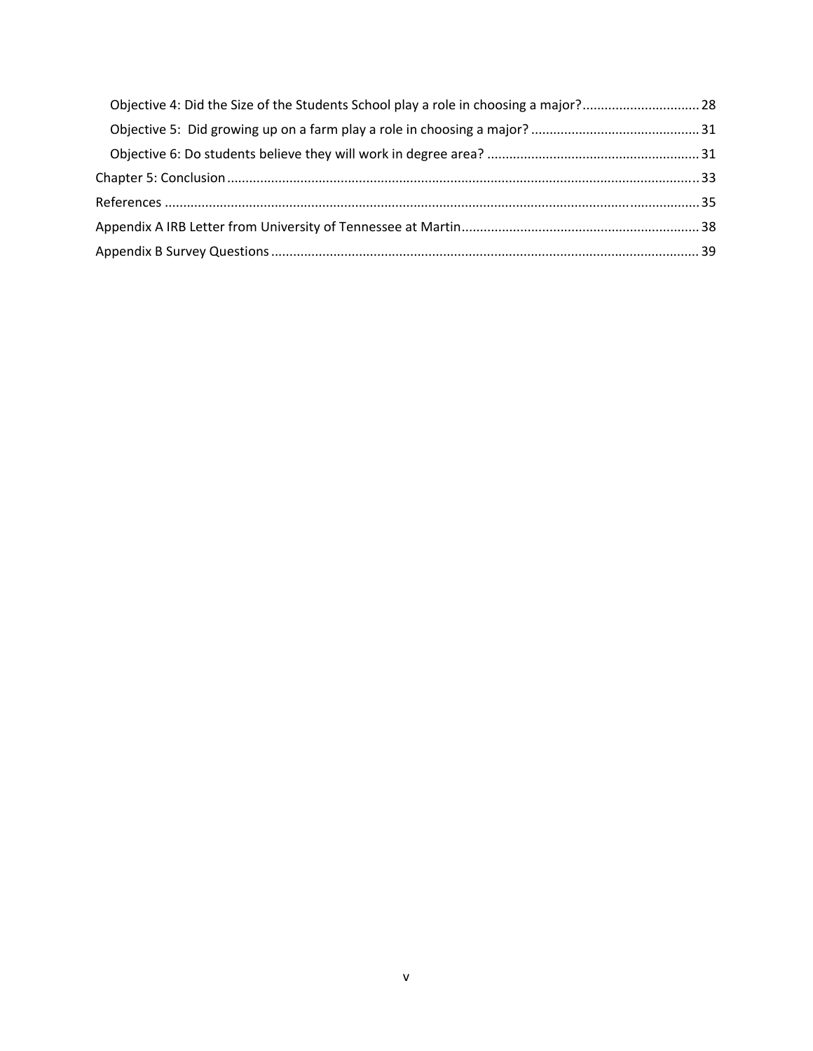Objective 4: Did the Size of the Students School play a role in choosing a major? ................................ 28

Objective 5: Did growing up on a farm play a role in choosing a major? .............................................. 31

Objective 6: Do students believe they will work in degree area? .......................................................... 31

Chapter 5: Conclusion ................................................................................................................................ 33

References ................................................................................................................................................. 35

Appendix A IRB Letter from University of Tennessee at Martin ................................................................ 38

Appendix B Survey Questions .................................................................................................................... 39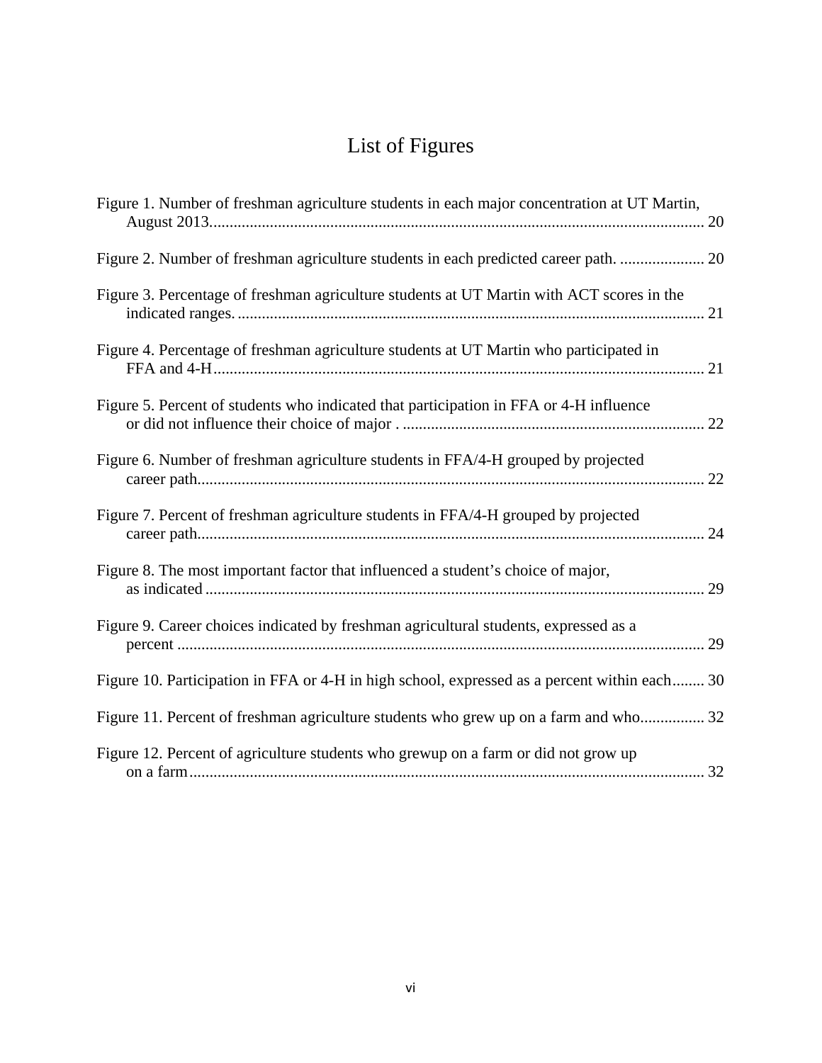# List of Figures

Figure 1. Number of freshman agriculture students in each major concentration at UT Martin, August 2013........................................................................................................................ 20

Figure 2. Number of freshman agriculture students in each predicted career path. ..................... 20

Figure 3. Percentage of freshman agriculture students at UT Martin with ACT scores in the indicated ranges. ................................................................................................................... 21

Figure 4. Percentage of freshman agriculture students at UT Martin who participated in FFA and 4-H........................................................................................................................ 21

Figure 5. Percent of students who indicated that participation in FFA or 4-H influence or did not influence their choice of major . ........................................................................... 22

Figure 6. Number of freshman agriculture students in FFA/4-H grouped by projected career path............................................................................................................................ 22

Figure 7. Percent of freshman agriculture students in FFA/4-H grouped by projected career path............................................................................................................................ 24

Figure 8. The most important factor that influenced a student's choice of major, as indicated ......................................................................................................................... 29

Figure 9. Career choices indicated by freshman agricultural students, expressed as a percent ................................................................................................................................ 29

Figure 10. Participation in FFA or 4-H in high school, expressed as a percent within each........ 30

Figure 11. Percent of freshman agriculture students who grew up on a farm and who................ 32

Figure 12. Percent of agriculture students who grewup on a farm or did not grow up on a farm............................................................................................................................... 32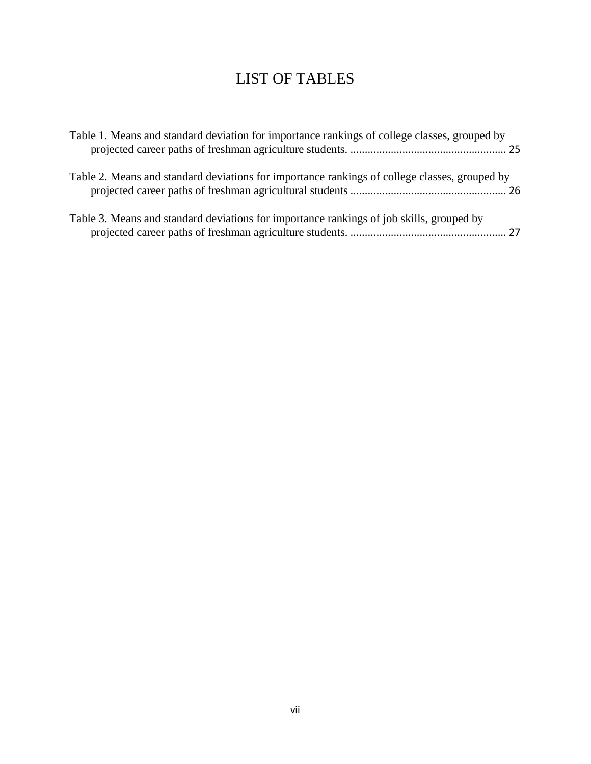# LIST OF TABLES

Table 1. Means and standard deviation for importance rankings of college classes, grouped by projected career paths of freshman agriculture students. ...................................................... 25

Table 2. Means and standard deviations for importance rankings of college classes, grouped by projected career paths of freshman agricultural students ...................................................... 26

Table 3. Means and standard deviations for importance rankings of job skills, grouped by projected career paths of freshman agriculture students. ...................................................... 27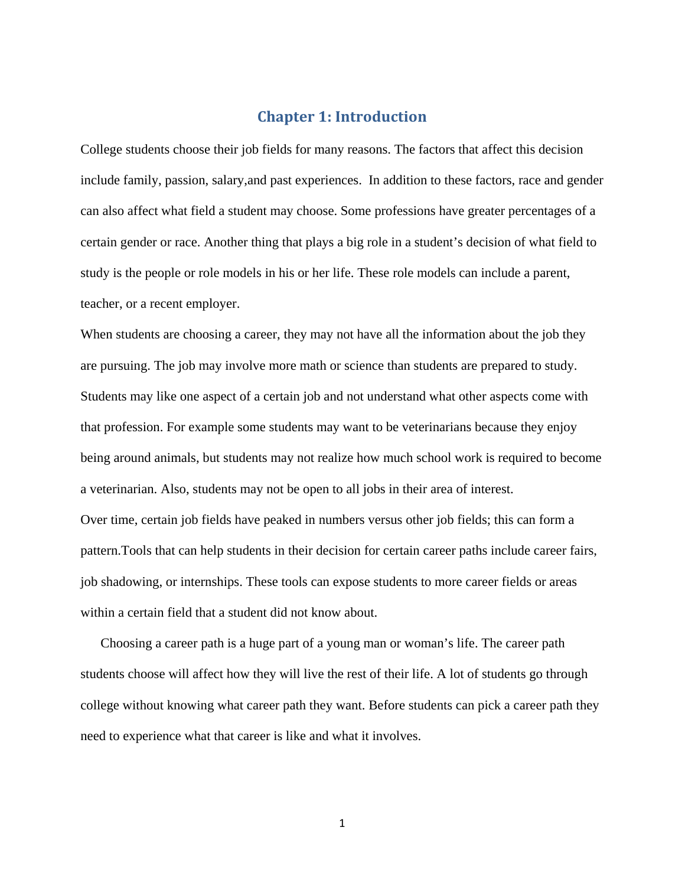# Chapter 1: Introduction

College students choose their job fields for many reasons. The factors that affect this decision include family, passion, salary,and past experiences.  In addition to these factors, race and gender can also affect what field a student may choose. Some professions have greater percentages of a certain gender or race. Another thing that plays a big role in a student's decision of what field to study is the people or role models in his or her life. These role models can include a parent, teacher, or a recent employer.

When students are choosing a career, they may not have all the information about the job they are pursuing. The job may involve more math or science than students are prepared to study. Students may like one aspect of a certain job and not understand what other aspects come with that profession. For example some students may want to be veterinarians because they enjoy being around animals, but students may not realize how much school work is required to become a veterinarian. Also, students may not be open to all jobs in their area of interest.

Over time, certain job fields have peaked in numbers versus other job fields; this can form a pattern.Tools that can help students in their decision for certain career paths include career fairs, job shadowing, or internships. These tools can expose students to more career fields or areas within a certain field that a student did not know about.

Choosing a career path is a huge part of a young man or woman's life. The career path students choose will affect how they will live the rest of their life. A lot of students go through college without knowing what career path they want. Before students can pick a career path they need to experience what that career is like and what it involves.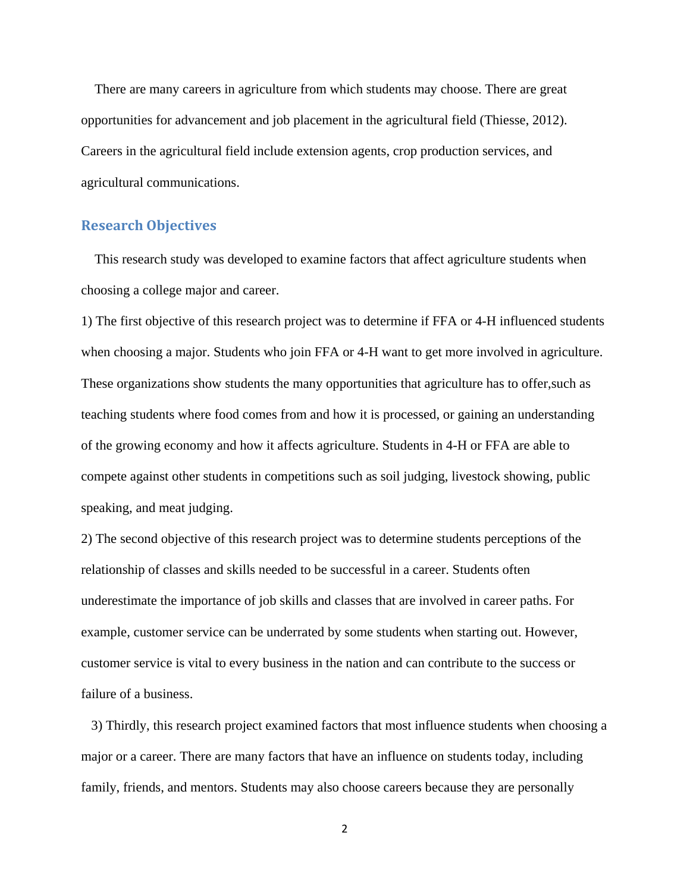There are many careers in agriculture from which students may choose. There are great opportunities for advancement and job placement in the agricultural field (Thiesse, 2012). Careers in the agricultural field include extension agents, crop production services, and agricultural communications.

## Research Objectives

This research study was developed to examine factors that affect agriculture students when choosing a college major and career.

1) The first objective of this research project was to determine if FFA or 4-H influenced students when choosing a major. Students who join FFA or 4-H want to get more involved in agriculture. These organizations show students the many opportunities that agriculture has to offer,such as teaching students where food comes from and how it is processed, or gaining an understanding of the growing economy and how it affects agriculture. Students in 4-H or FFA are able to compete against other students in competitions such as soil judging, livestock showing, public speaking, and meat judging.

2) The second objective of this research project was to determine students perceptions of the relationship of classes and skills needed to be successful in a career. Students often underestimate the importance of job skills and classes that are involved in career paths. For example, customer service can be underrated by some students when starting out. However, customer service is vital to every business in the nation and can contribute to the success or failure of a business.

3) Thirdly, this research project examined factors that most influence students when choosing a major or a career. There are many factors that have an influence on students today, including family, friends, and mentors. Students may also choose careers because they are personally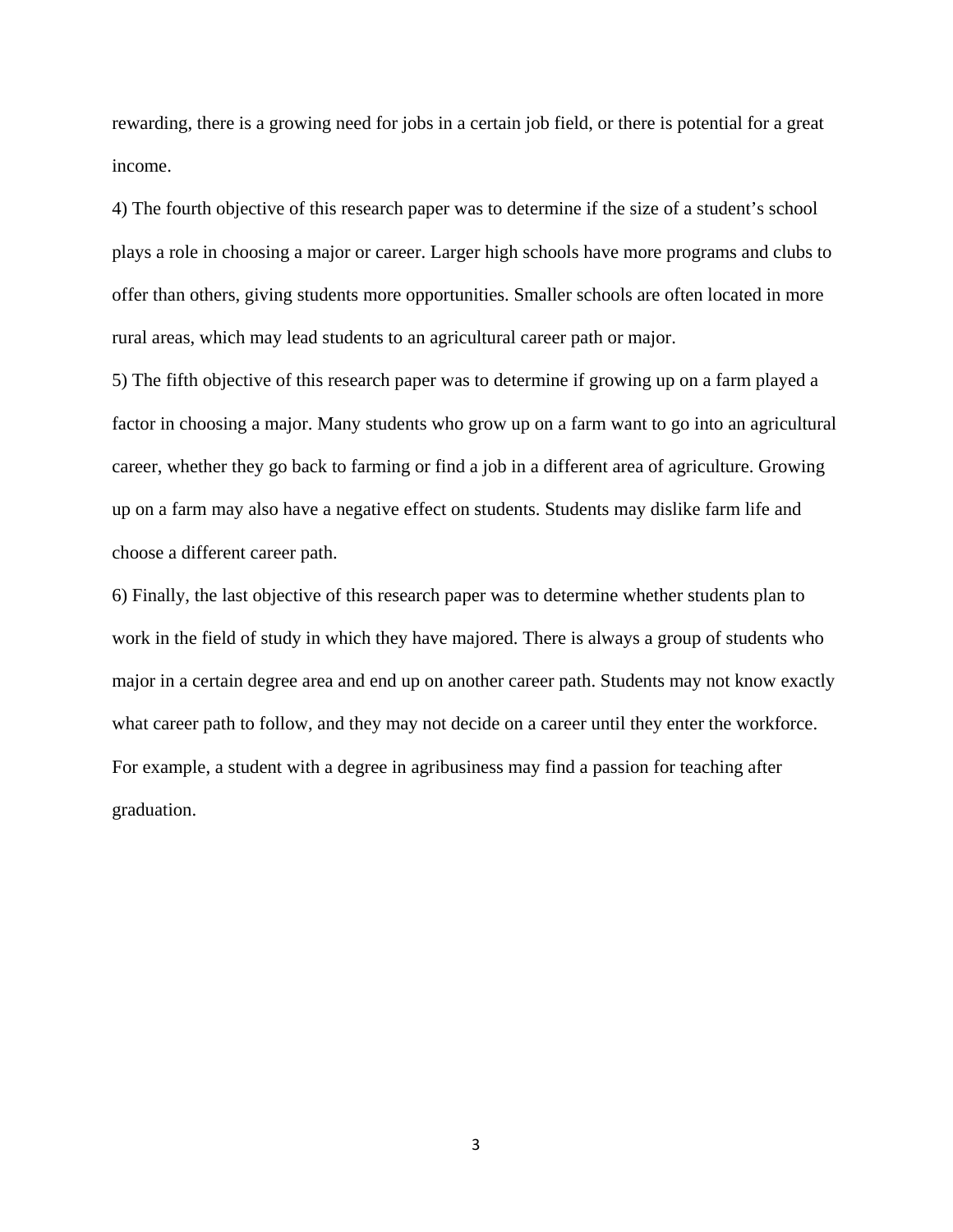rewarding, there is a growing need for jobs in a certain job field, or there is potential for a great income.

4) The fourth objective of this research paper was to determine if the size of a student's school plays a role in choosing a major or career. Larger high schools have more programs and clubs to offer than others, giving students more opportunities. Smaller schools are often located in more rural areas, which may lead students to an agricultural career path or major.

5) The fifth objective of this research paper was to determine if growing up on a farm played a factor in choosing a major. Many students who grow up on a farm want to go into an agricultural career, whether they go back to farming or find a job in a different area of agriculture. Growing up on a farm may also have a negative effect on students. Students may dislike farm life and choose a different career path.

6) Finally, the last objective of this research paper was to determine whether students plan to work in the field of study in which they have majored. There is always a group of students who major in a certain degree area and end up on another career path. Students may not know exactly what career path to follow, and they may not decide on a career until they enter the workforce. For example, a student with a degree in agribusiness may find a passion for teaching after graduation.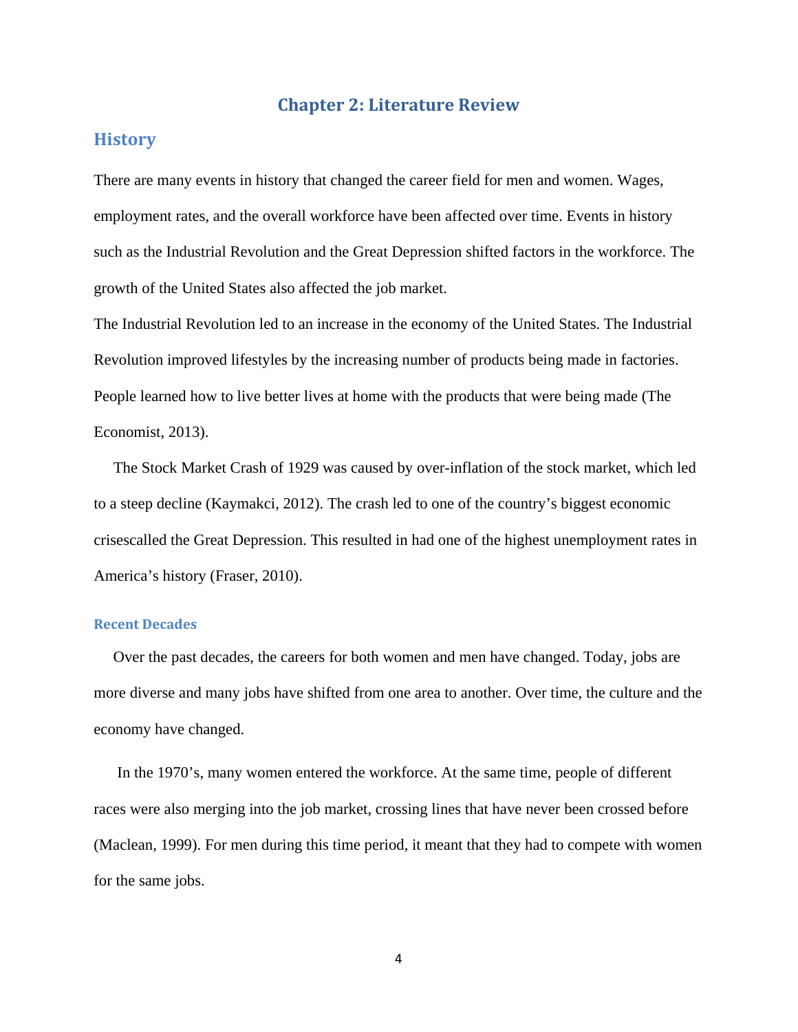# Chapter 2: Literature Review

## History

There are many events in history that changed the career field for men and women. Wages, employment rates, and the overall workforce have been affected over time. Events in history such as the Industrial Revolution and the Great Depression shifted factors in the workforce. The growth of the United States also affected the job market.

The Industrial Revolution led to an increase in the economy of the United States. The Industrial Revolution improved lifestyles by the increasing number of products being made in factories. People learned how to live better lives at home with the products that were being made (The Economist, 2013).

The Stock Market Crash of 1929 was caused by over-inflation of the stock market, which led to a steep decline (Kaymakci, 2012). The crash led to one of the country's biggest economic crisescalled the Great Depression. This resulted in had one of the highest unemployment rates in America's history (Fraser, 2010).

### Recent Decades

Over the past decades, the careers for both women and men have changed. Today, jobs are more diverse and many jobs have shifted from one area to another. Over time, the culture and the economy have changed.

In the 1970's, many women entered the workforce. At the same time, people of different races were also merging into the job market, crossing lines that have never been crossed before (Maclean, 1999). For men during this time period, it meant that they had to compete with women for the same jobs.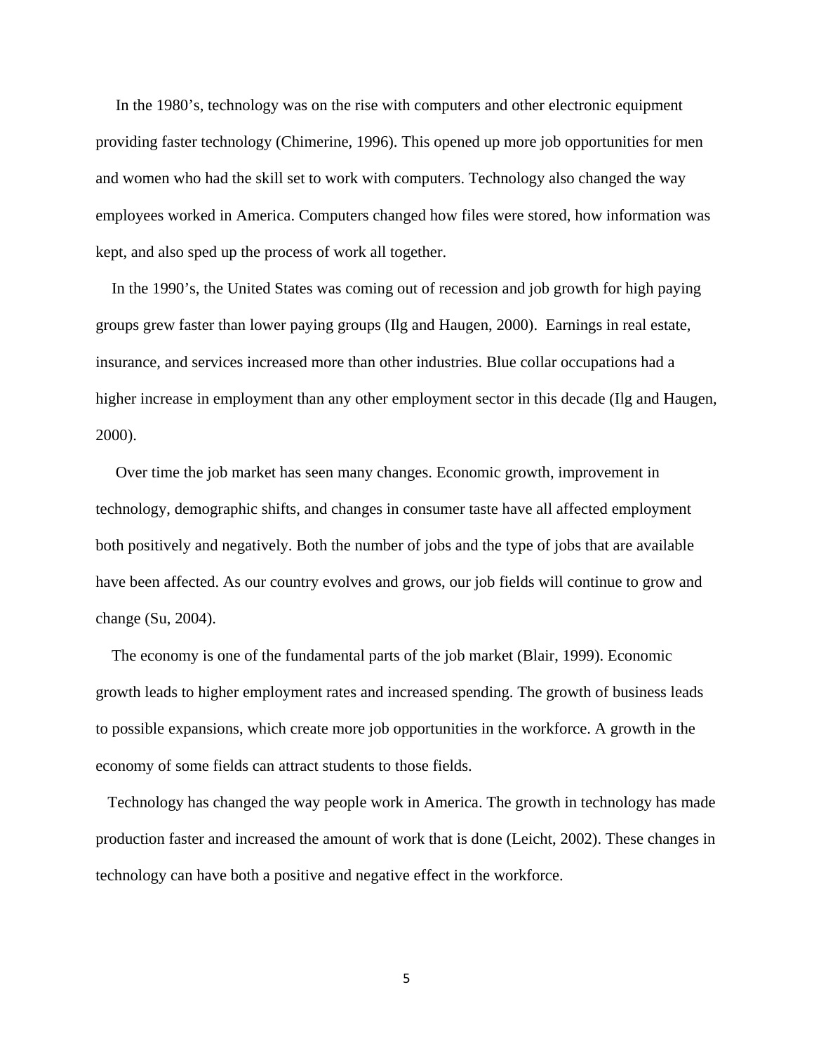In the 1980's, technology was on the rise with computers and other electronic equipment providing faster technology (Chimerine, 1996). This opened up more job opportunities for men and women who had the skill set to work with computers. Technology also changed the way employees worked in America. Computers changed how files were stored, how information was kept, and also sped up the process of work all together.

In the 1990's, the United States was coming out of recession and job growth for high paying groups grew faster than lower paying groups (Ilg and Haugen, 2000). Earnings in real estate, insurance, and services increased more than other industries. Blue collar occupations had a higher increase in employment than any other employment sector in this decade (Ilg and Haugen, 2000).

Over time the job market has seen many changes. Economic growth, improvement in technology, demographic shifts, and changes in consumer taste have all affected employment both positively and negatively. Both the number of jobs and the type of jobs that are available have been affected. As our country evolves and grows, our job fields will continue to grow and change (Su, 2004).

The economy is one of the fundamental parts of the job market (Blair, 1999). Economic growth leads to higher employment rates and increased spending. The growth of business leads to possible expansions, which create more job opportunities in the workforce. A growth in the economy of some fields can attract students to those fields.

Technology has changed the way people work in America. The growth in technology has made production faster and increased the amount of work that is done (Leicht, 2002). These changes in technology can have both a positive and negative effect in the workforce.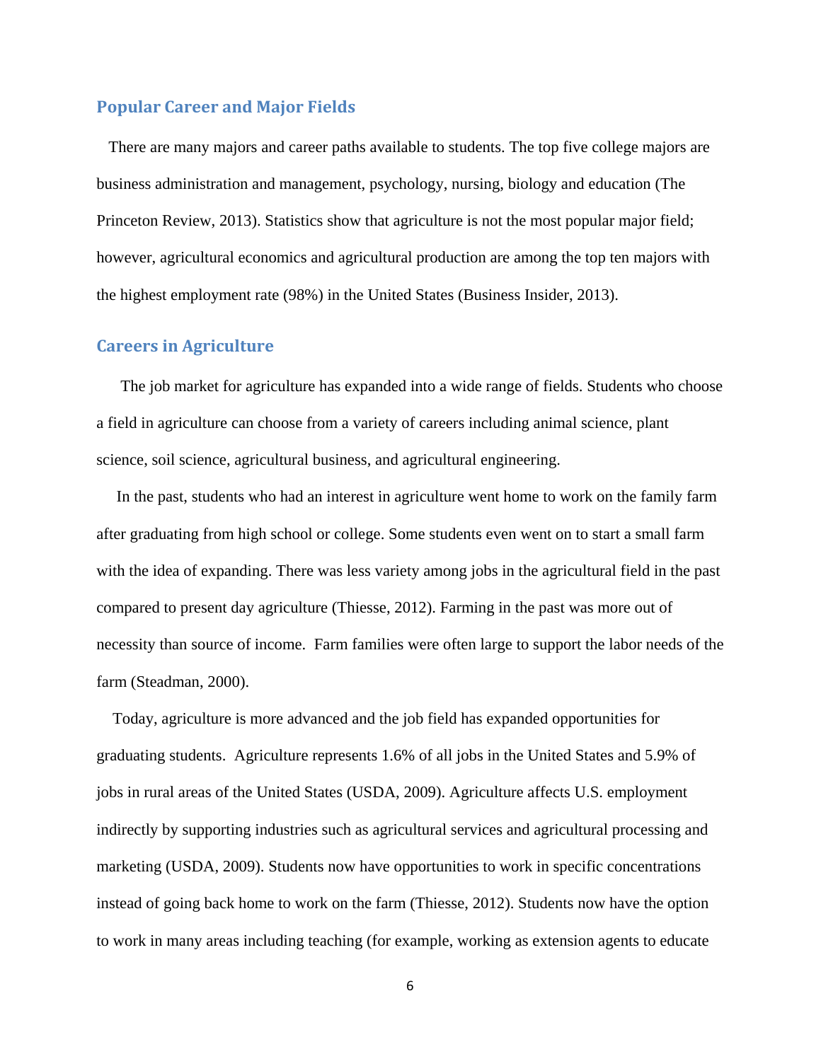## Popular Career and Major Fields

There are many majors and career paths available to students. The top five college majors are business administration and management, psychology, nursing, biology and education (The Princeton Review, 2013). Statistics show that agriculture is not the most popular major field; however, agricultural economics and agricultural production are among the top ten majors with the highest employment rate (98%) in the United States (Business Insider, 2013).

## Careers in Agriculture

The job market for agriculture has expanded into a wide range of fields. Students who choose a field in agriculture can choose from a variety of careers including animal science, plant science, soil science, agricultural business, and agricultural engineering.

In the past, students who had an interest in agriculture went home to work on the family farm after graduating from high school or college. Some students even went on to start a small farm with the idea of expanding. There was less variety among jobs in the agricultural field in the past compared to present day agriculture (Thiesse, 2012). Farming in the past was more out of necessity than source of income. Farm families were often large to support the labor needs of the farm (Steadman, 2000).

Today, agriculture is more advanced and the job field has expanded opportunities for graduating students. Agriculture represents 1.6% of all jobs in the United States and 5.9% of jobs in rural areas of the United States (USDA, 2009). Agriculture affects U.S. employment indirectly by supporting industries such as agricultural services and agricultural processing and marketing (USDA, 2009). Students now have opportunities to work in specific concentrations instead of going back home to work on the farm (Thiesse, 2012). Students now have the option to work in many areas including teaching (for example, working as extension agents to educate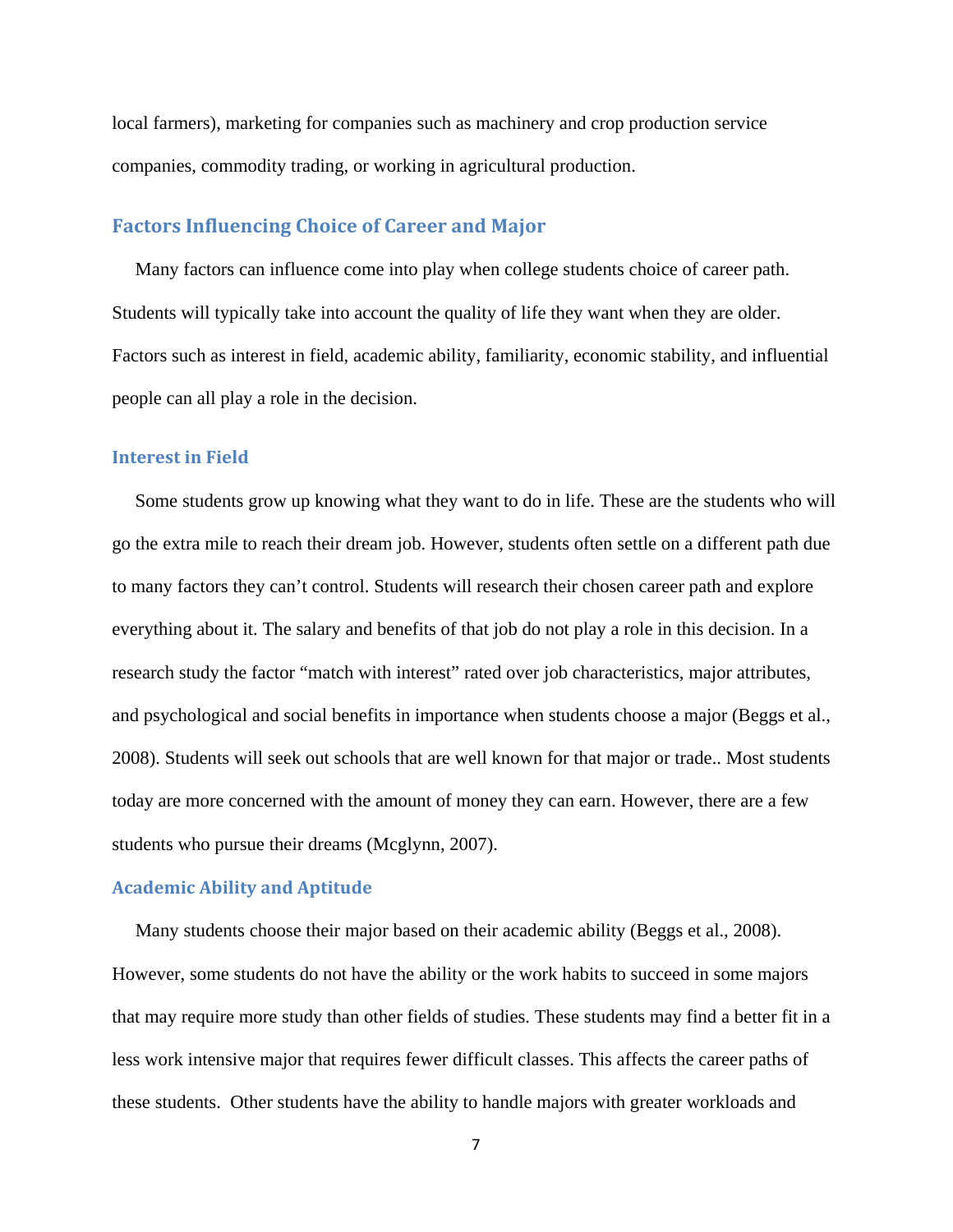local farmers), marketing for companies such as machinery and crop production service companies, commodity trading, or working in agricultural production.

## Factors Influencing Choice of Career and Major

Many factors can influence come into play when college students choice of career path. Students will typically take into account the quality of life they want when they are older. Factors such as interest in field, academic ability, familiarity, economic stability, and influential people can all play a role in the decision.

### Interest in Field

Some students grow up knowing what they want to do in life. These are the students who will go the extra mile to reach their dream job. However, students often settle on a different path due to many factors they can't control. Students will research their chosen career path and explore everything about it. The salary and benefits of that job do not play a role in this decision. In a research study the factor "match with interest" rated over job characteristics, major attributes, and psychological and social benefits in importance when students choose a major (Beggs et al., 2008). Students will seek out schools that are well known for that major or trade.. Most students today are more concerned with the amount of money they can earn. However, there are a few students who pursue their dreams (Mcglynn, 2007).

### Academic Ability and Aptitude

Many students choose their major based on their academic ability (Beggs et al., 2008). However, some students do not have the ability or the work habits to succeed in some majors that may require more study than other fields of studies. These students may find a better fit in a less work intensive major that requires fewer difficult classes. This affects the career paths of these students. Other students have the ability to handle majors with greater workloads and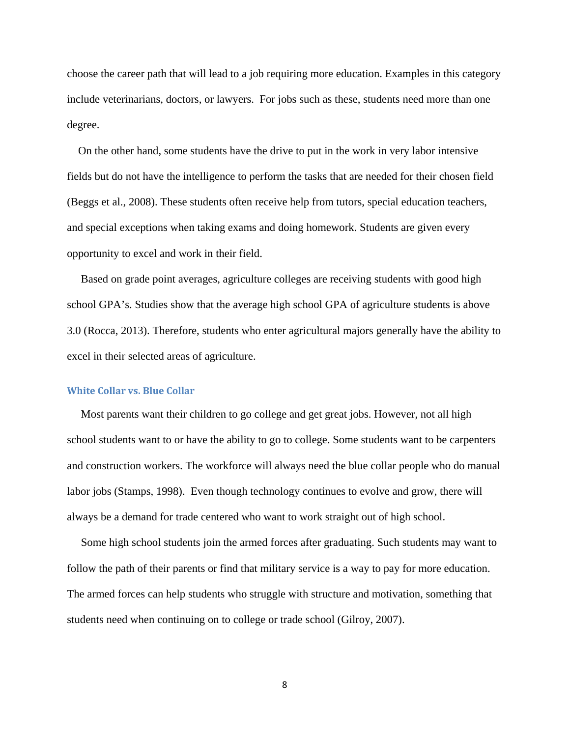choose the career path that will lead to a job requiring more education. Examples in this category include veterinarians, doctors, or lawyers. For jobs such as these, students need more than one degree.

On the other hand, some students have the drive to put in the work in very labor intensive fields but do not have the intelligence to perform the tasks that are needed for their chosen field (Beggs et al., 2008). These students often receive help from tutors, special education teachers, and special exceptions when taking exams and doing homework. Students are given every opportunity to excel and work in their field.

Based on grade point averages, agriculture colleges are receiving students with good high school GPA's. Studies show that the average high school GPA of agriculture students is above 3.0 (Rocca, 2013). Therefore, students who enter agricultural majors generally have the ability to excel in their selected areas of agriculture.

### White Collar vs. Blue Collar

Most parents want their children to go college and get great jobs. However, not all high school students want to or have the ability to go to college. Some students want to be carpenters and construction workers. The workforce will always need the blue collar people who do manual labor jobs (Stamps, 1998). Even though technology continues to evolve and grow, there will always be a demand for trade centered who want to work straight out of high school.

Some high school students join the armed forces after graduating. Such students may want to follow the path of their parents or find that military service is a way to pay for more education. The armed forces can help students who struggle with structure and motivation, something that students need when continuing on to college or trade school (Gilroy, 2007).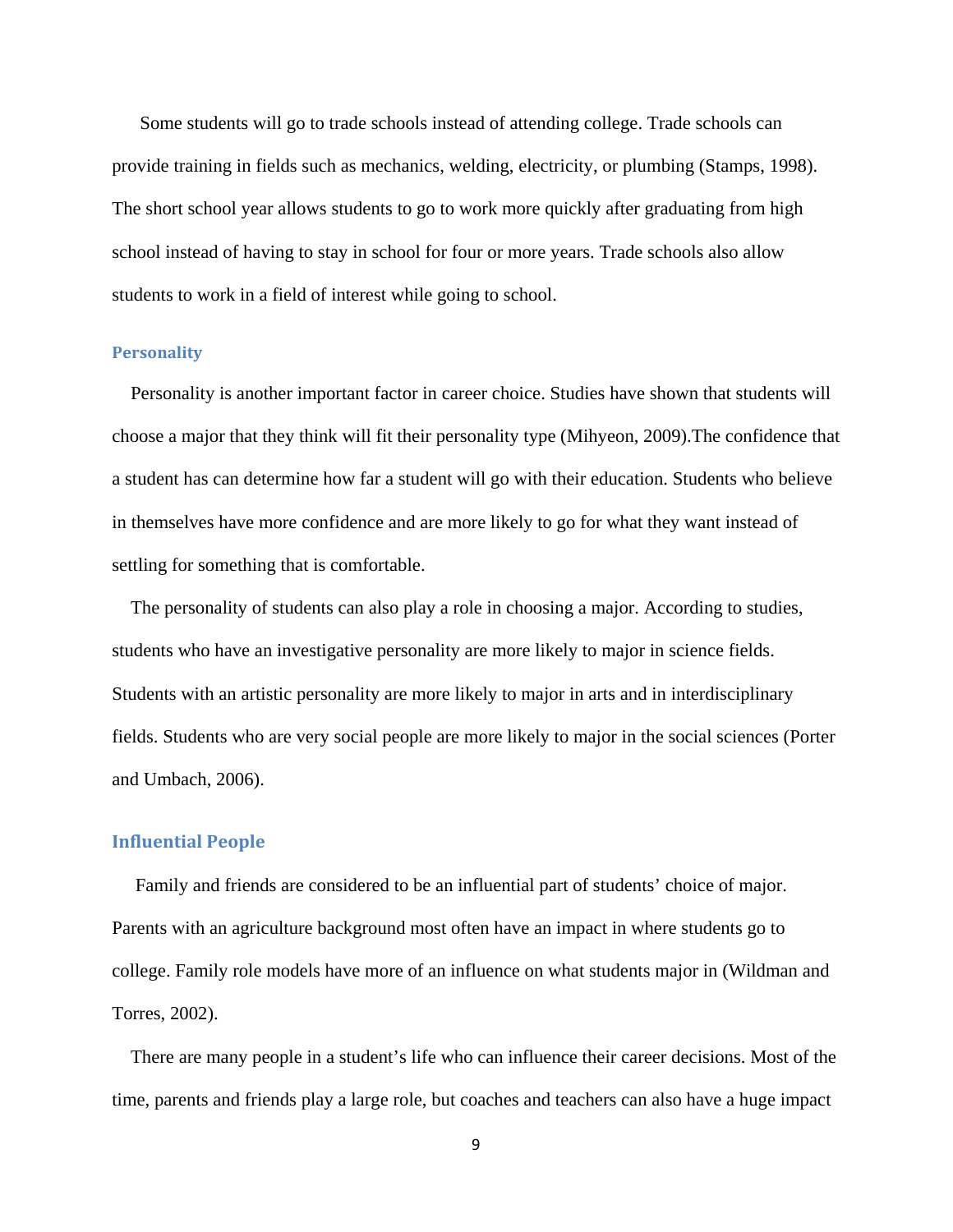Some students will go to trade schools instead of attending college. Trade schools can provide training in fields such as mechanics, welding, electricity, or plumbing (Stamps, 1998). The short school year allows students to go to work more quickly after graduating from high school instead of having to stay in school for four or more years. Trade schools also allow students to work in a field of interest while going to school.

## Personality

Personality is another important factor in career choice. Studies have shown that students will choose a major that they think will fit their personality type (Mihyeon, 2009).The confidence that a student has can determine how far a student will go with their education. Students who believe in themselves have more confidence and are more likely to go for what they want instead of settling for something that is comfortable.

The personality of students can also play a role in choosing a major. According to studies, students who have an investigative personality are more likely to major in science fields. Students with an artistic personality are more likely to major in arts and in interdisciplinary fields. Students who are very social people are more likely to major in the social sciences (Porter and Umbach, 2006).

## Influential People

Family and friends are considered to be an influential part of students' choice of major. Parents with an agriculture background most often have an impact in where students go to college. Family role models have more of an influence on what students major in (Wildman and Torres, 2002).

There are many people in a student's life who can influence their career decisions. Most of the time, parents and friends play a large role, but coaches and teachers can also have a huge impact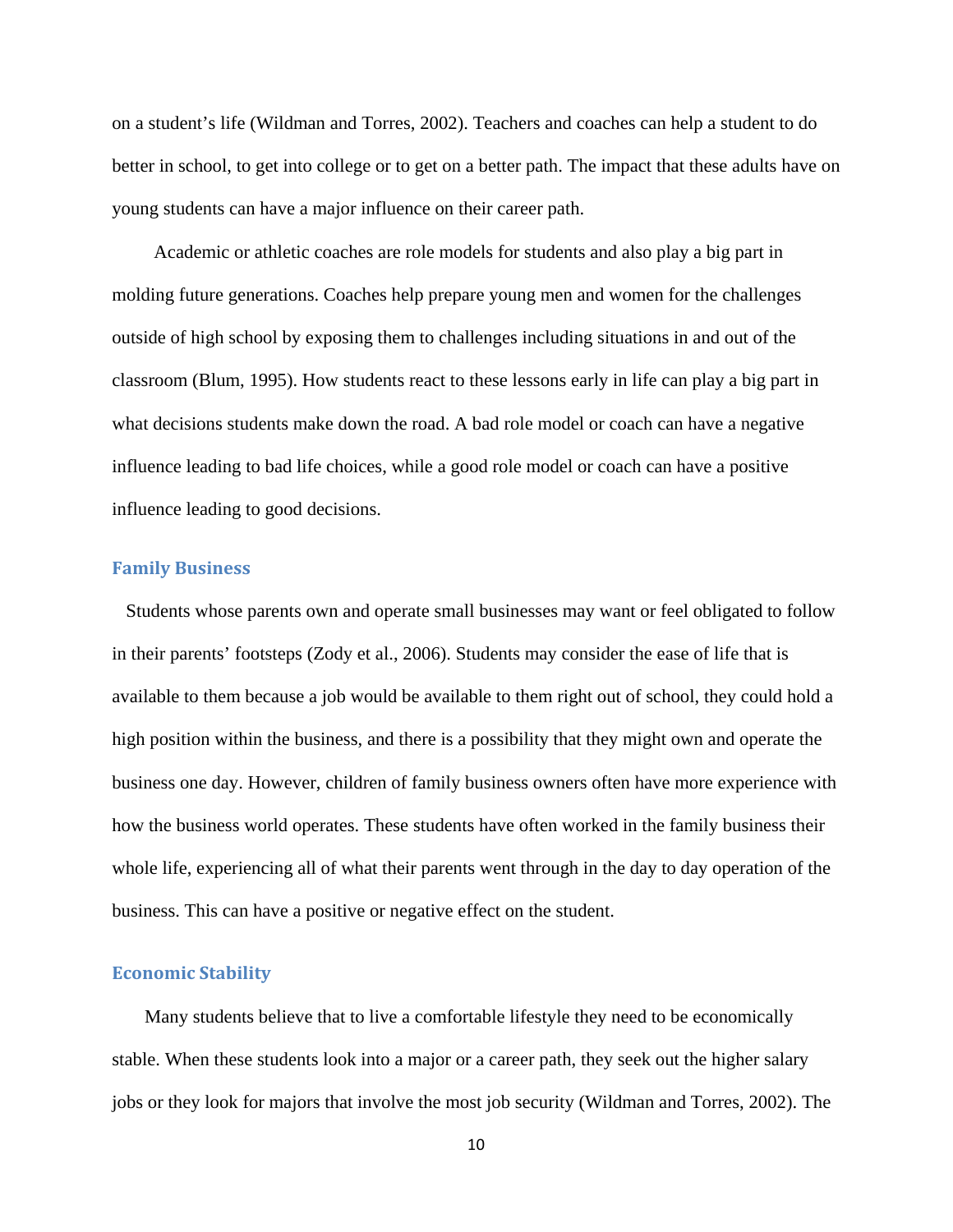on a student's life (Wildman and Torres, 2002). Teachers and coaches can help a student to do better in school, to get into college or to get on a better path. The impact that these adults have on young students can have a major influence on their career path.

Academic or athletic coaches are role models for students and also play a big part in molding future generations. Coaches help prepare young men and women for the challenges outside of high school by exposing them to challenges including situations in and out of the classroom (Blum, 1995). How students react to these lessons early in life can play a big part in what decisions students make down the road. A bad role model or coach can have a negative influence leading to bad life choices, while a good role model or coach can have a positive influence leading to good decisions.

### Family Business

Students whose parents own and operate small businesses may want or feel obligated to follow in their parents' footsteps (Zody et al., 2006). Students may consider the ease of life that is available to them because a job would be available to them right out of school, they could hold a high position within the business, and there is a possibility that they might own and operate the business one day. However, children of family business owners often have more experience with how the business world operates. These students have often worked in the family business their whole life, experiencing all of what their parents went through in the day to day operation of the business. This can have a positive or negative effect on the student.

### Economic Stability

Many students believe that to live a comfortable lifestyle they need to be economically stable. When these students look into a major or a career path, they seek out the higher salary jobs or they look for majors that involve the most job security (Wildman and Torres, 2002). The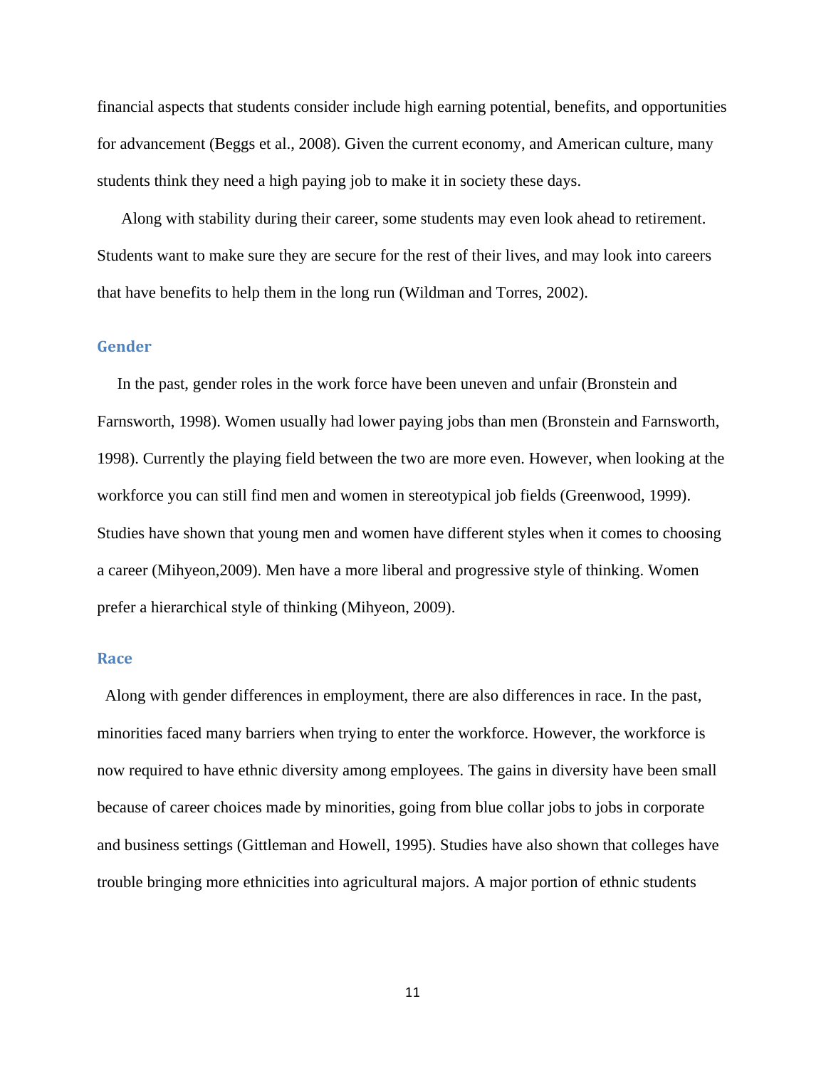financial aspects that students consider include high earning potential, benefits, and opportunities for advancement (Beggs et al., 2008). Given the current economy, and American culture, many students think they need a high paying job to make it in society these days.

Along with stability during their career, some students may even look ahead to retirement. Students want to make sure they are secure for the rest of their lives, and may look into careers that have benefits to help them in the long run (Wildman and Torres, 2002).

## Gender

In the past, gender roles in the work force have been uneven and unfair (Bronstein and Farnsworth, 1998). Women usually had lower paying jobs than men (Bronstein and Farnsworth, 1998). Currently the playing field between the two are more even. However, when looking at the workforce you can still find men and women in stereotypical job fields (Greenwood, 1999). Studies have shown that young men and women have different styles when it comes to choosing a career (Mihyeon,2009). Men have a more liberal and progressive style of thinking. Women prefer a hierarchical style of thinking (Mihyeon, 2009).

## Race

Along with gender differences in employment, there are also differences in race. In the past, minorities faced many barriers when trying to enter the workforce. However, the workforce is now required to have ethnic diversity among employees. The gains in diversity have been small because of career choices made by minorities, going from blue collar jobs to jobs in corporate and business settings (Gittleman and Howell, 1995). Studies have also shown that colleges have trouble bringing more ethnicities into agricultural majors. A major portion of ethnic students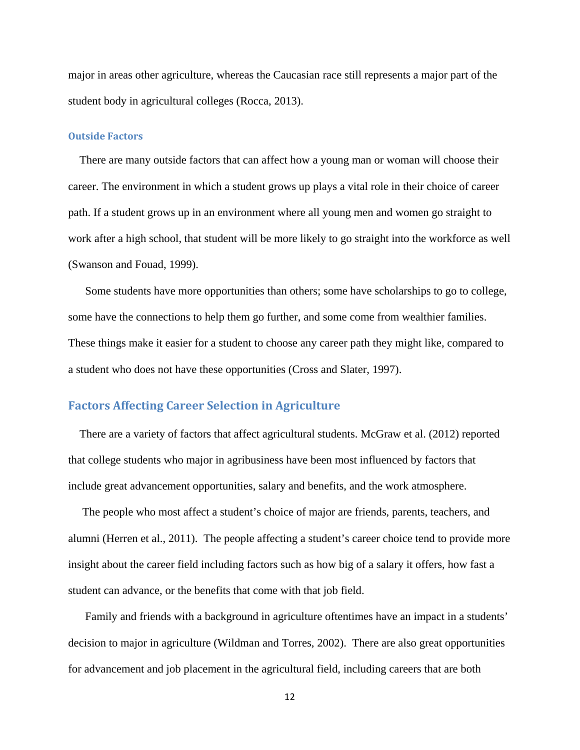major in areas other agriculture, whereas the Caucasian race still represents a major part of the student body in agricultural colleges (Rocca, 2013).

### Outside Factors

There are many outside factors that can affect how a young man or woman will choose their career. The environment in which a student grows up plays a vital role in their choice of career path. If a student grows up in an environment where all young men and women go straight to work after a high school, that student will be more likely to go straight into the workforce as well (Swanson and Fouad, 1999).

Some students have more opportunities than others; some have scholarships to go to college, some have the connections to help them go further, and some come from wealthier families. These things make it easier for a student to choose any career path they might like, compared to a student who does not have these opportunities (Cross and Slater, 1997).

## Factors Affecting Career Selection in Agriculture

There are a variety of factors that affect agricultural students. McGraw et al. (2012) reported that college students who major in agribusiness have been most influenced by factors that include great advancement opportunities, salary and benefits, and the work atmosphere.

The people who most affect a student's choice of major are friends, parents, teachers, and alumni (Herren et al., 2011). The people affecting a student's career choice tend to provide more insight about the career field including factors such as how big of a salary it offers, how fast a student can advance, or the benefits that come with that job field.

Family and friends with a background in agriculture oftentimes have an impact in a students' decision to major in agriculture (Wildman and Torres, 2002). There are also great opportunities for advancement and job placement in the agricultural field, including careers that are both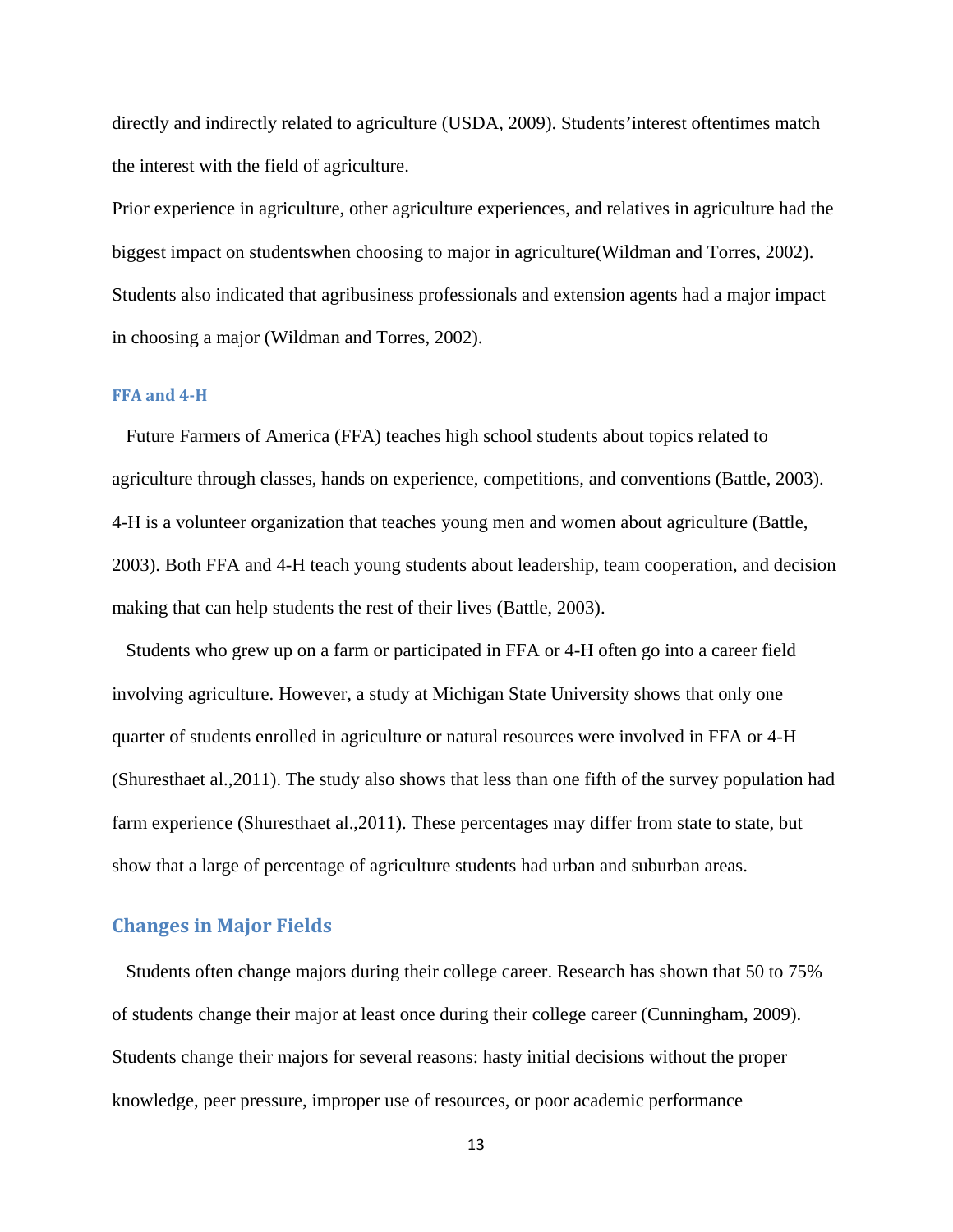directly and indirectly related to agriculture (USDA, 2009). Students'interest oftentimes match the interest with the field of agriculture.

Prior experience in agriculture, other agriculture experiences, and relatives in agriculture had the biggest impact on studentswhen choosing to major in agriculture(Wildman and Torres, 2002). Students also indicated that agribusiness professionals and extension agents had a major impact in choosing a major (Wildman and Torres, 2002).

### FFA and 4-H

Future Farmers of America (FFA) teaches high school students about topics related to agriculture through classes, hands on experience, competitions, and conventions (Battle, 2003). 4-H is a volunteer organization that teaches young men and women about agriculture (Battle, 2003). Both FFA and 4-H teach young students about leadership, team cooperation, and decision making that can help students the rest of their lives (Battle, 2003).

Students who grew up on a farm or participated in FFA or 4-H often go into a career field involving agriculture. However, a study at Michigan State University shows that only one quarter of students enrolled in agriculture or natural resources were involved in FFA or 4-H (Shuresthaet al.,2011). The study also shows that less than one fifth of the survey population had farm experience (Shuresthaet al.,2011). These percentages may differ from state to state, but show that a large of percentage of agriculture students had urban and suburban areas.

## Changes in Major Fields

Students often change majors during their college career. Research has shown that 50 to 75% of students change their major at least once during their college career (Cunningham, 2009). Students change their majors for several reasons: hasty initial decisions without the proper knowledge, peer pressure, improper use of resources, or poor academic performance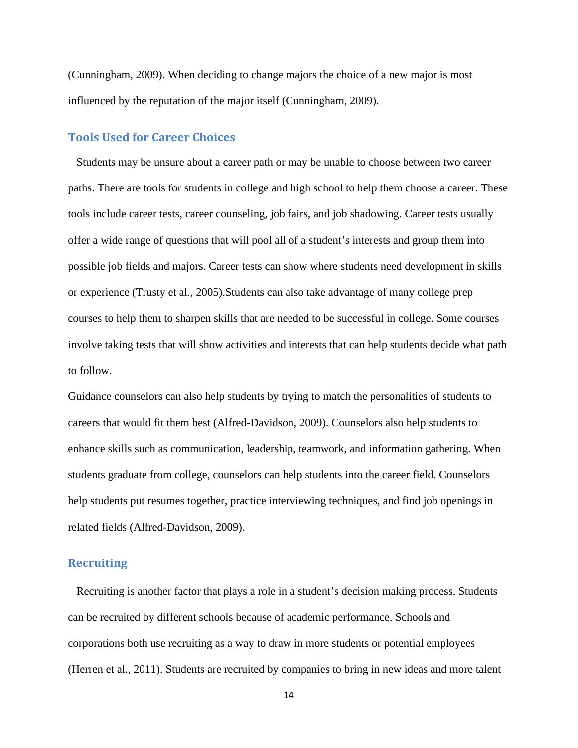(Cunningham, 2009). When deciding to change majors the choice of a new major is most influenced by the reputation of the major itself (Cunningham, 2009).

## Tools Used for Career Choices

Students may be unsure about a career path or may be unable to choose between two career paths. There are tools for students in college and high school to help them choose a career. These tools include career tests, career counseling, job fairs, and job shadowing. Career tests usually offer a wide range of questions that will pool all of a student's interests and group them into possible job fields and majors. Career tests can show where students need development in skills or experience (Trusty et al., 2005).Students can also take advantage of many college prep courses to help them to sharpen skills that are needed to be successful in college. Some courses involve taking tests that will show activities and interests that can help students decide what path to follow.

Guidance counselors can also help students by trying to match the personalities of students to careers that would fit them best (Alfred-Davidson, 2009). Counselors also help students to enhance skills such as communication, leadership, teamwork, and information gathering. When students graduate from college, counselors can help students into the career field. Counselors help students put resumes together, practice interviewing techniques, and find job openings in related fields (Alfred-Davidson, 2009).

## Recruiting

Recruiting is another factor that plays a role in a student's decision making process. Students can be recruited by different schools because of academic performance. Schools and corporations both use recruiting as a way to draw in more students or potential employees (Herren et al., 2011). Students are recruited by companies to bring in new ideas and more talent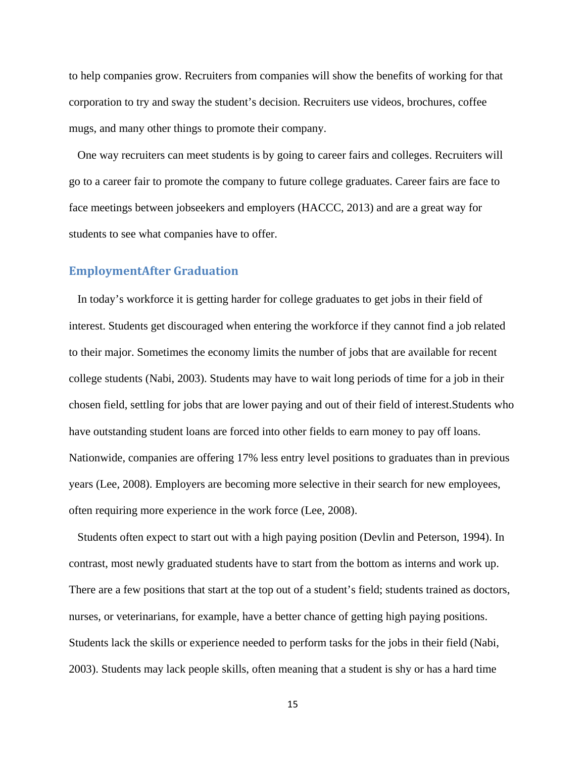to help companies grow. Recruiters from companies will show the benefits of working for that corporation to try and sway the student's decision. Recruiters use videos, brochures, coffee mugs, and many other things to promote their company.

One way recruiters can meet students is by going to career fairs and colleges. Recruiters will go to a career fair to promote the company to future college graduates. Career fairs are face to face meetings between jobseekers and employers (HACCC, 2013) and are a great way for students to see what companies have to offer.

## EmploymentAfter Graduation

In today's workforce it is getting harder for college graduates to get jobs in their field of interest. Students get discouraged when entering the workforce if they cannot find a job related to their major. Sometimes the economy limits the number of jobs that are available for recent college students (Nabi, 2003). Students may have to wait long periods of time for a job in their chosen field, settling for jobs that are lower paying and out of their field of interest.Students who have outstanding student loans are forced into other fields to earn money to pay off loans. Nationwide, companies are offering 17% less entry level positions to graduates than in previous years (Lee, 2008). Employers are becoming more selective in their search for new employees, often requiring more experience in the work force (Lee, 2008).

Students often expect to start out with a high paying position (Devlin and Peterson, 1994). In contrast, most newly graduated students have to start from the bottom as interns and work up. There are a few positions that start at the top out of a student's field; students trained as doctors, nurses, or veterinarians, for example, have a better chance of getting high paying positions. Students lack the skills or experience needed to perform tasks for the jobs in their field (Nabi, 2003). Students may lack people skills, often meaning that a student is shy or has a hard time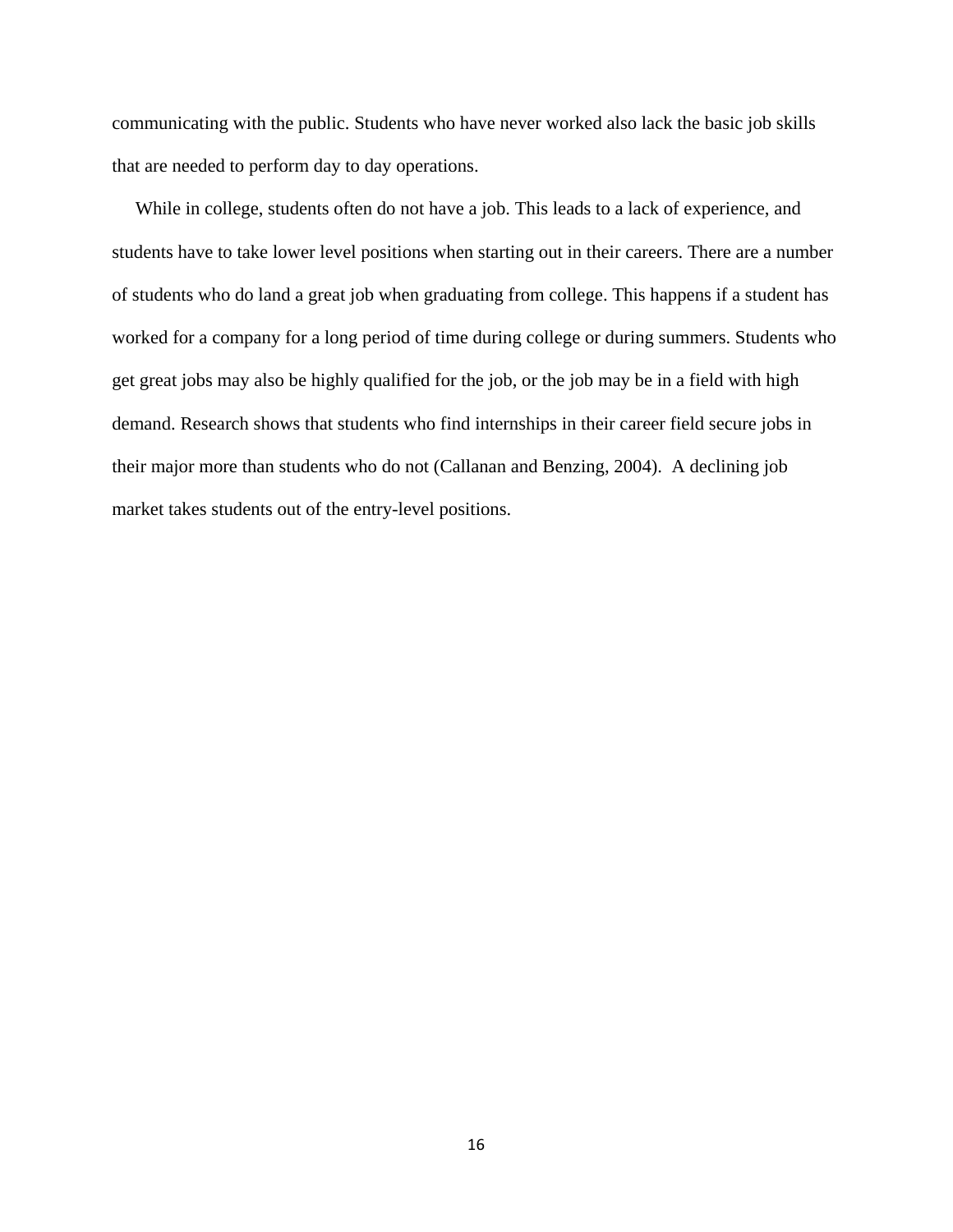communicating with the public. Students who have never worked also lack the basic job skills that are needed to perform day to day operations.

While in college, students often do not have a job. This leads to a lack of experience, and students have to take lower level positions when starting out in their careers. There are a number of students who do land a great job when graduating from college. This happens if a student has worked for a company for a long period of time during college or during summers. Students who get great jobs may also be highly qualified for the job, or the job may be in a field with high demand. Research shows that students who find internships in their career field secure jobs in their major more than students who do not (Callanan and Benzing, 2004). A declining job market takes students out of the entry-level positions.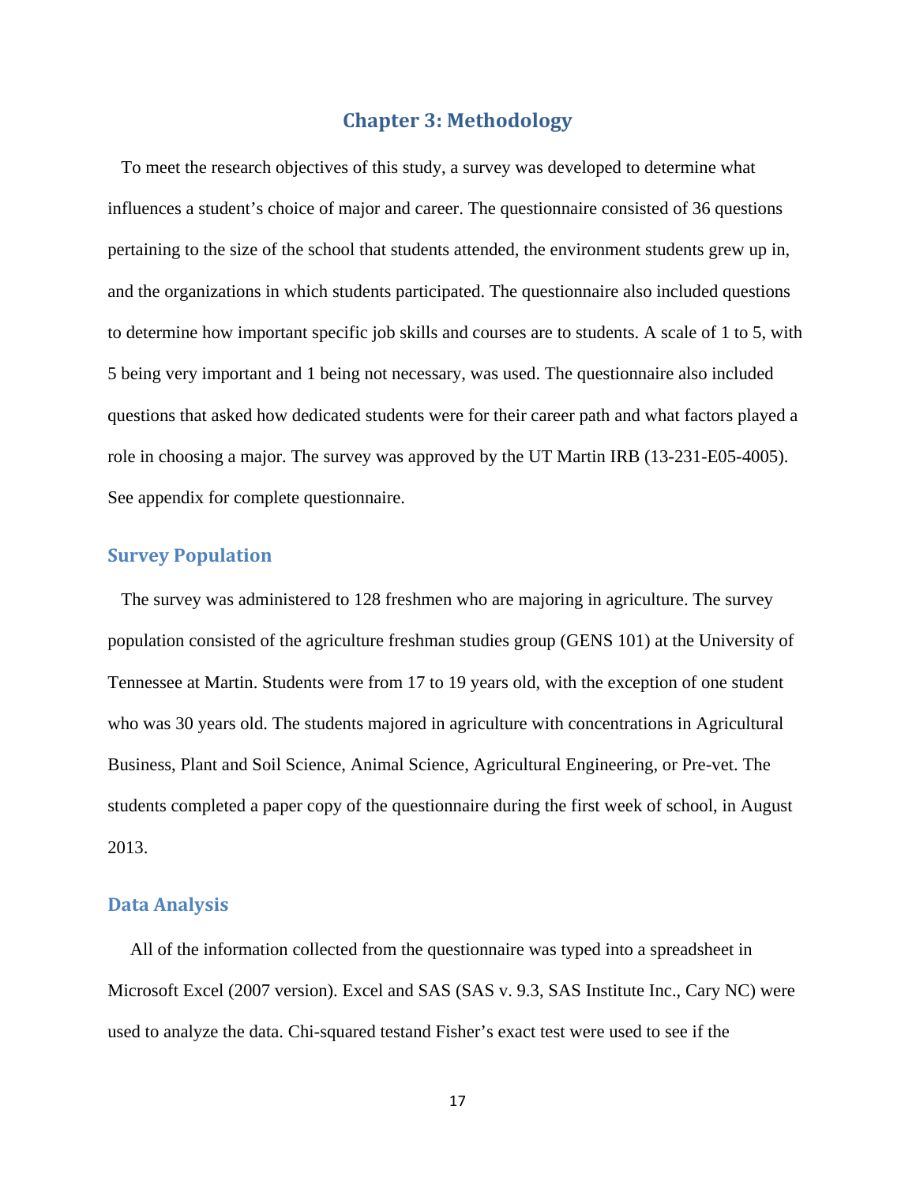# Chapter 3: Methodology

To meet the research objectives of this study, a survey was developed to determine what influences a student's choice of major and career. The questionnaire consisted of 36 questions pertaining to the size of the school that students attended, the environment students grew up in, and the organizations in which students participated. The questionnaire also included questions to determine how important specific job skills and courses are to students. A scale of 1 to 5, with 5 being very important and 1 being not necessary, was used. The questionnaire also included questions that asked how dedicated students were for their career path and what factors played a role in choosing a major. The survey was approved by the UT Martin IRB (13-231-E05-4005). See appendix for complete questionnaire.

## Survey Population

The survey was administered to 128 freshmen who are majoring in agriculture. The survey population consisted of the agriculture freshman studies group (GENS 101) at the University of Tennessee at Martin. Students were from 17 to 19 years old, with the exception of one student who was 30 years old. The students majored in agriculture with concentrations in Agricultural Business, Plant and Soil Science, Animal Science, Agricultural Engineering, or Pre-vet. The students completed a paper copy of the questionnaire during the first week of school, in August 2013.

## Data Analysis

All of the information collected from the questionnaire was typed into a spreadsheet in Microsoft Excel (2007 version). Excel and SAS (SAS v. 9.3, SAS Institute Inc., Cary NC) were used to analyze the data. Chi-squared testand Fisher's exact test were used to see if the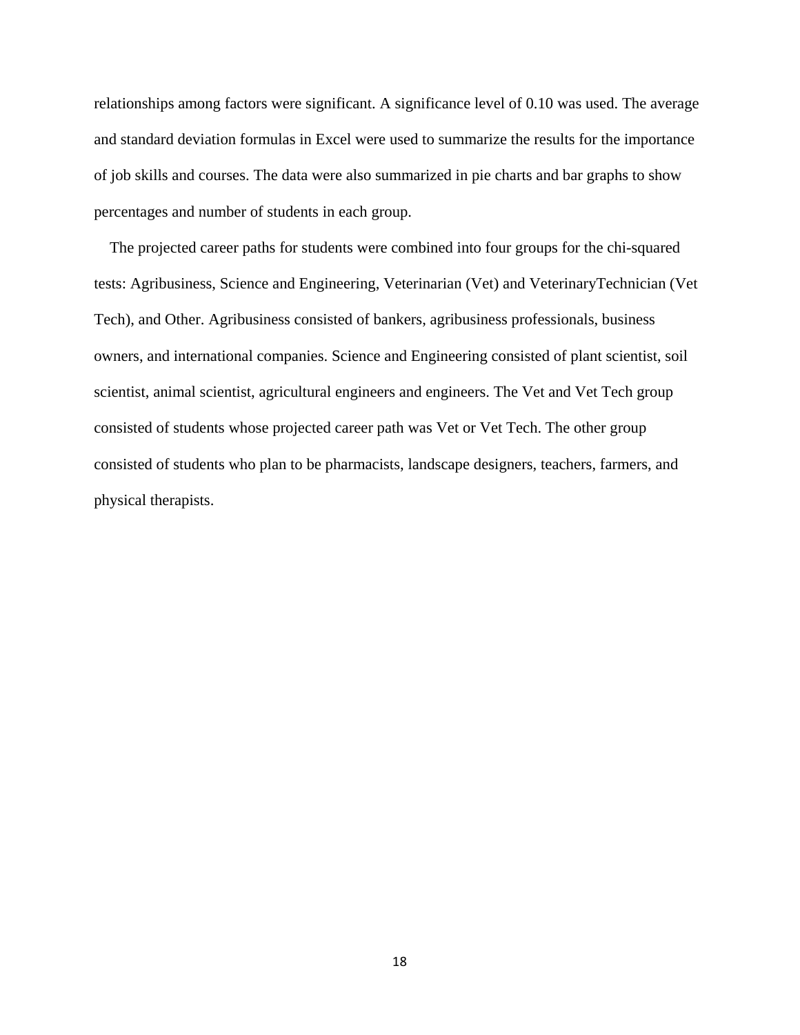relationships among factors were significant. A significance level of 0.10 was used. The average and standard deviation formulas in Excel were used to summarize the results for the importance of job skills and courses. The data were also summarized in pie charts and bar graphs to show percentages and number of students in each group.

The projected career paths for students were combined into four groups for the chi-squared tests: Agribusiness, Science and Engineering, Veterinarian (Vet) and VeterinaryTechnician (Vet Tech), and Other. Agribusiness consisted of bankers, agribusiness professionals, business owners, and international companies. Science and Engineering consisted of plant scientist, soil scientist, animal scientist, agricultural engineers and engineers. The Vet and Vet Tech group consisted of students whose projected career path was Vet or Vet Tech. The other group consisted of students who plan to be pharmacists, landscape designers, teachers, farmers, and physical therapists.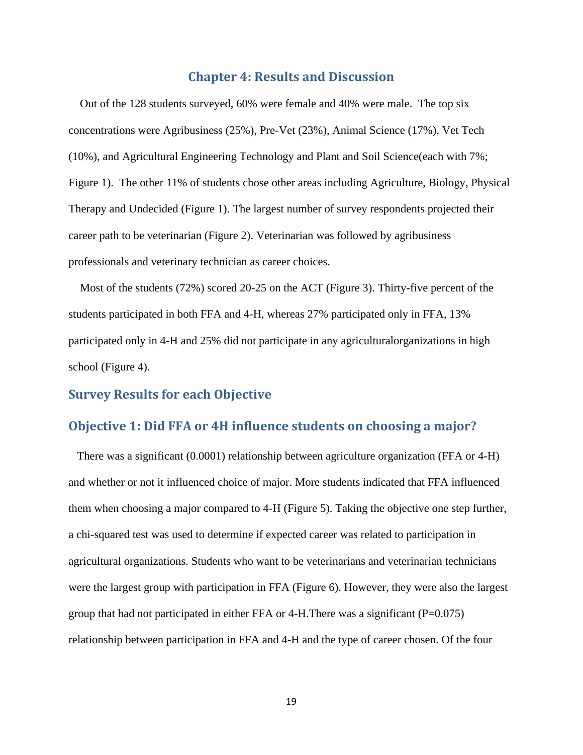# Chapter 4: Results and Discussion

Out of the 128 students surveyed, 60% were female and 40% were male. The top six concentrations were Agribusiness (25%), Pre-Vet (23%), Animal Science (17%), Vet Tech (10%), and Agricultural Engineering Technology and Plant and Soil Science(each with 7%; Figure 1). The other 11% of students chose other areas including Agriculture, Biology, Physical Therapy and Undecided (Figure 1). The largest number of survey respondents projected their career path to be veterinarian (Figure 2). Veterinarian was followed by agribusiness professionals and veterinary technician as career choices.

Most of the students (72%) scored 20-25 on the ACT (Figure 3). Thirty-five percent of the students participated in both FFA and 4-H, whereas 27% participated only in FFA, 13% participated only in 4-H and 25% did not participate in any agriculturalorganizations in high school (Figure 4).

## Survey Results for each Objective

## Objective 1: Did FFA or 4H influence students on choosing a major?

There was a significant (0.0001) relationship between agriculture organization (FFA or 4-H) and whether or not it influenced choice of major. More students indicated that FFA influenced them when choosing a major compared to 4-H (Figure 5). Taking the objective one step further, a chi-squared test was used to determine if expected career was related to participation in agricultural organizations. Students who want to be veterinarians and veterinarian technicians were the largest group with participation in FFA (Figure 6). However, they were also the largest group that had not participated in either FFA or 4-H.There was a significant ($P=0.075$) relationship between participation in FFA and 4-H and the type of career chosen. Of the four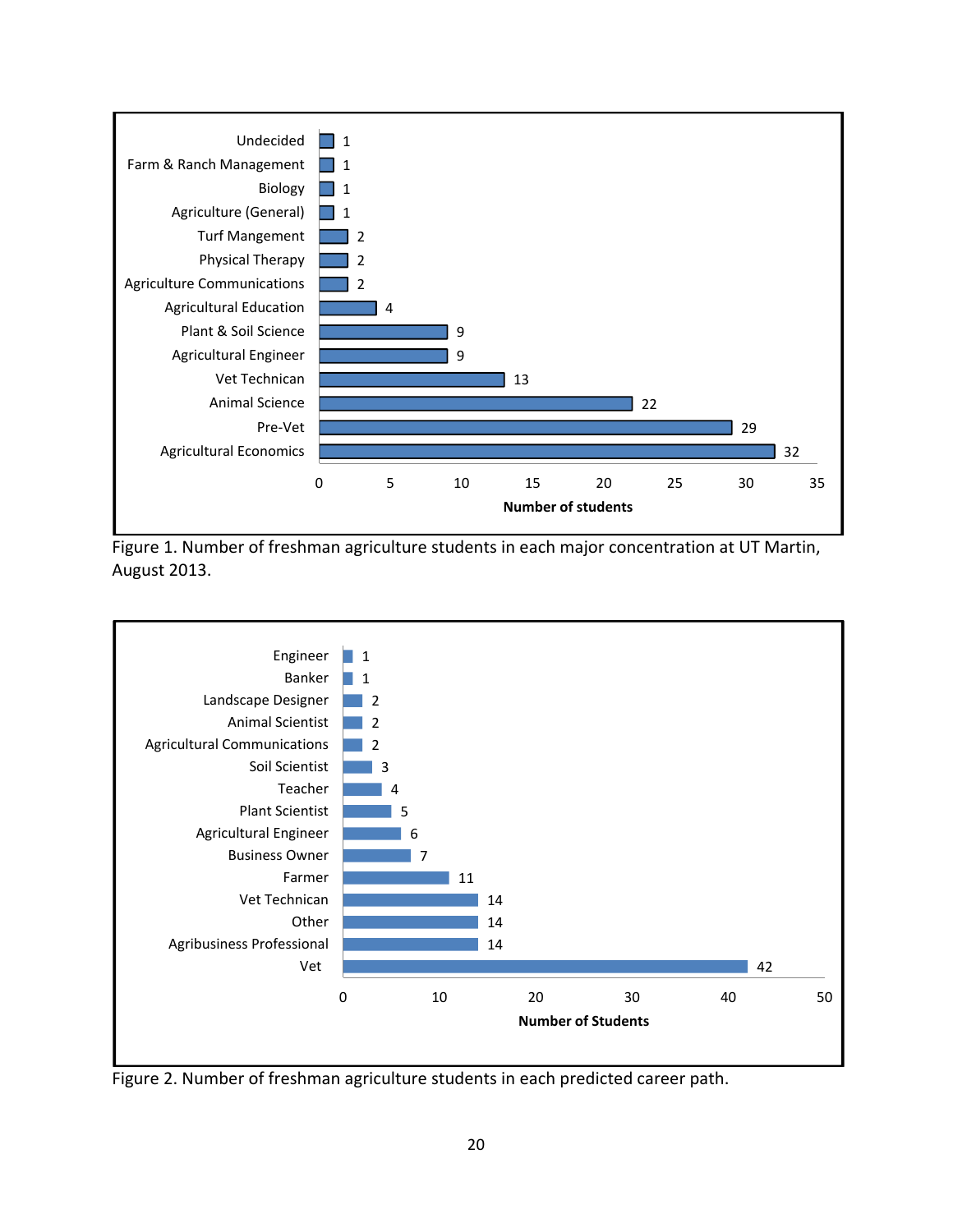| Major concentration | Number of students |
|---|---|
| Undecided | 1 |
| Farm & Ranch Management | 1 |
| Biology | 1 |
| Agriculture (General) | 1 |
| Turf Mangement | 2 |
| Physical Therapy | 2 |
| Agriculture Communications | 2 |
| Agricultural Education | 4 |
| Plant & Soil Science | 9 |
| Agricultural Engineer | 9 |
| Vet Technican | 13 |
| Animal Science | 22 |
| Pre-Vet | 29 |
| Agricultural Economics | 32 |

Figure 1. Number of freshman agriculture students in each major concentration at UT Martin, August 2013.

| Predicted career path | Number of Students |
|---|---|
| Engineer | 1 |
| Banker | 1 |
| Landscape Designer | 2 |
| Animal Scientist | 2 |
| Agricultural Communications | 2 |
| Soil Scientist | 3 |
| Teacher | 4 |
| Plant Scientist | 5 |
| Agricultural Engineer | 6 |
| Business Owner | 7 |
| Farmer | 11 |
| Vet Technican | 14 |
| Other | 14 |
| Agribusiness Professional | 14 |
| Vet | 42 |

Figure 2. Number of freshman agriculture students in each predicted career path.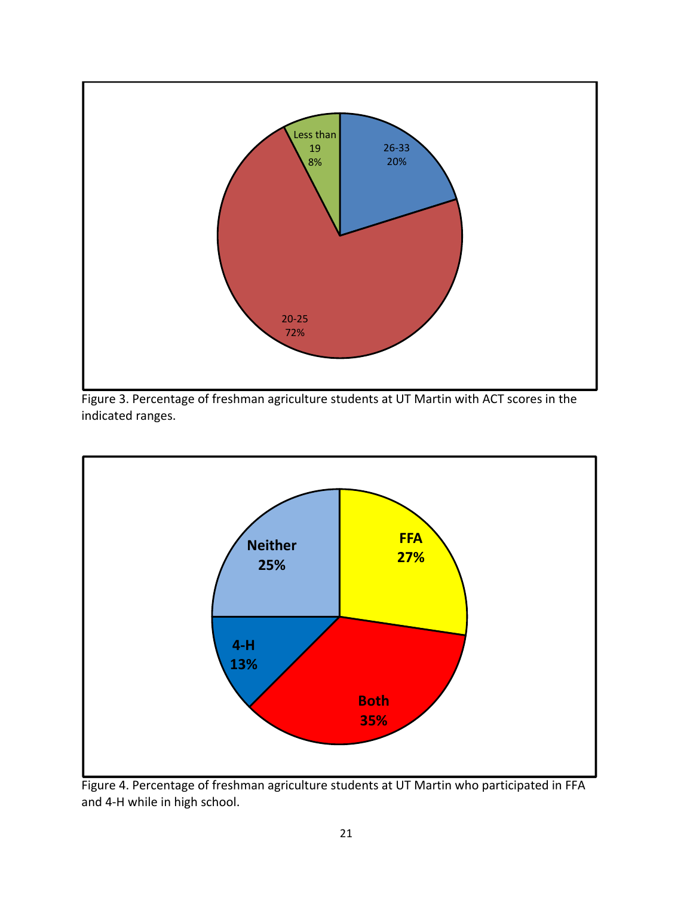Figure 3. Percentage of freshman agriculture students at UT Martin with ACT scores in the indicated ranges.

Figure 4. Percentage of freshman agriculture students at UT Martin who participated in FFA and 4-H while in high school.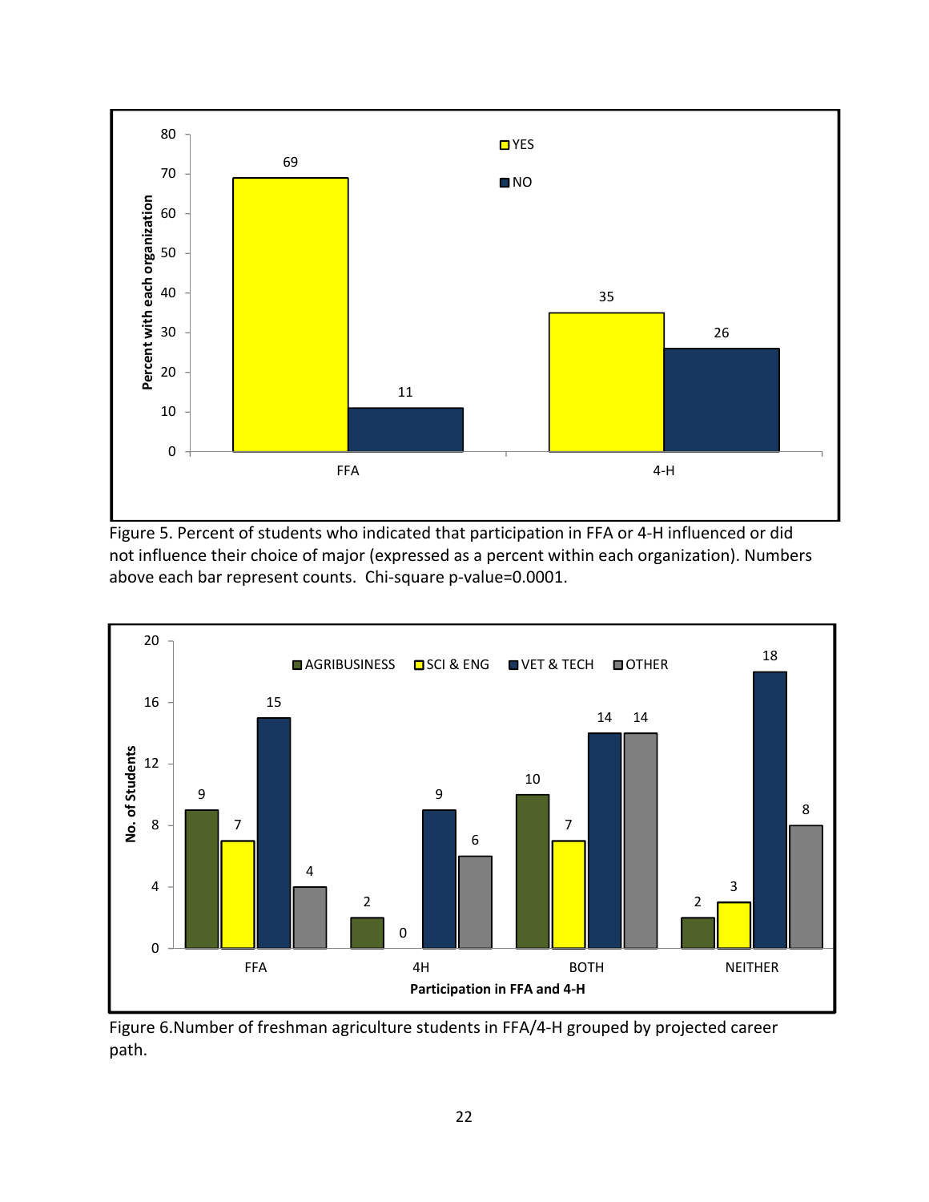Figure 5. Percent of students who indicated that participation in FFA or 4-H influenced or did not influence their choice of major (expressed as a percent within each organization). Numbers above each bar represent counts. Chi-square p-value=0.0001.

Figure 6.Number of freshman agriculture students in FFA/4-H grouped by projected career path.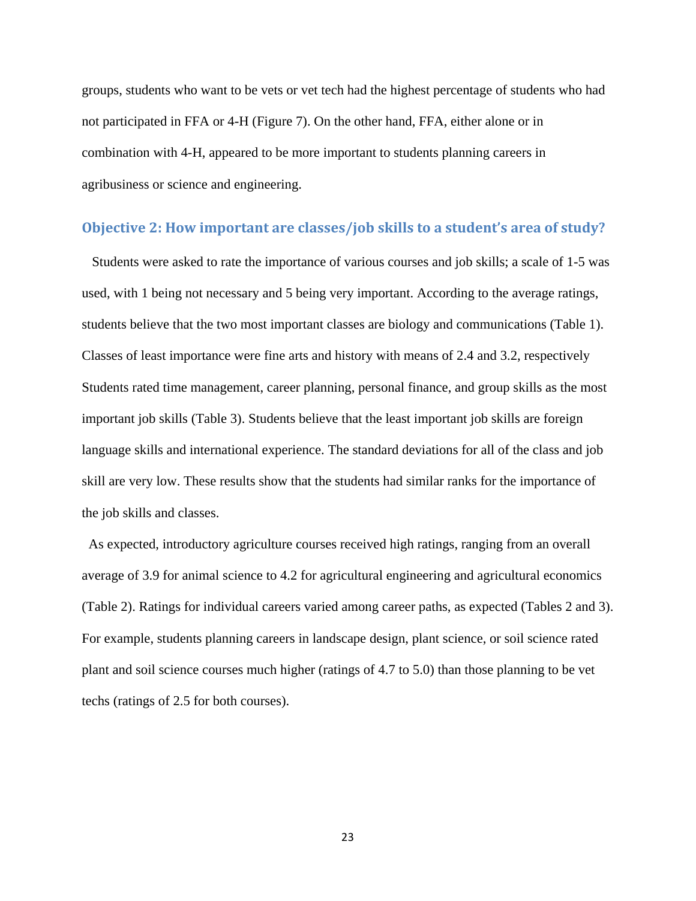groups, students who want to be vets or vet tech had the highest percentage of students who had not participated in FFA or 4-H (Figure 7). On the other hand, FFA, either alone or in combination with 4-H, appeared to be more important to students planning careers in agribusiness or science and engineering.

### Objective 2: How important are classes/job skills to a student's area of study?

Students were asked to rate the importance of various courses and job skills; a scale of 1-5 was used, with 1 being not necessary and 5 being very important. According to the average ratings, students believe that the two most important classes are biology and communications (Table 1). Classes of least importance were fine arts and history with means of 2.4 and 3.2, respectively Students rated time management, career planning, personal finance, and group skills as the most important job skills (Table 3). Students believe that the least important job skills are foreign language skills and international experience. The standard deviations for all of the class and job skill are very low. These results show that the students had similar ranks for the importance of the job skills and classes.

As expected, introductory agriculture courses received high ratings, ranging from an overall average of 3.9 for animal science to 4.2 for agricultural engineering and agricultural economics (Table 2). Ratings for individual careers varied among career paths, as expected (Tables 2 and 3). For example, students planning careers in landscape design, plant science, or soil science rated plant and soil science courses much higher (ratings of 4.7 to 5.0) than those planning to be vet techs (ratings of 2.5 for both courses).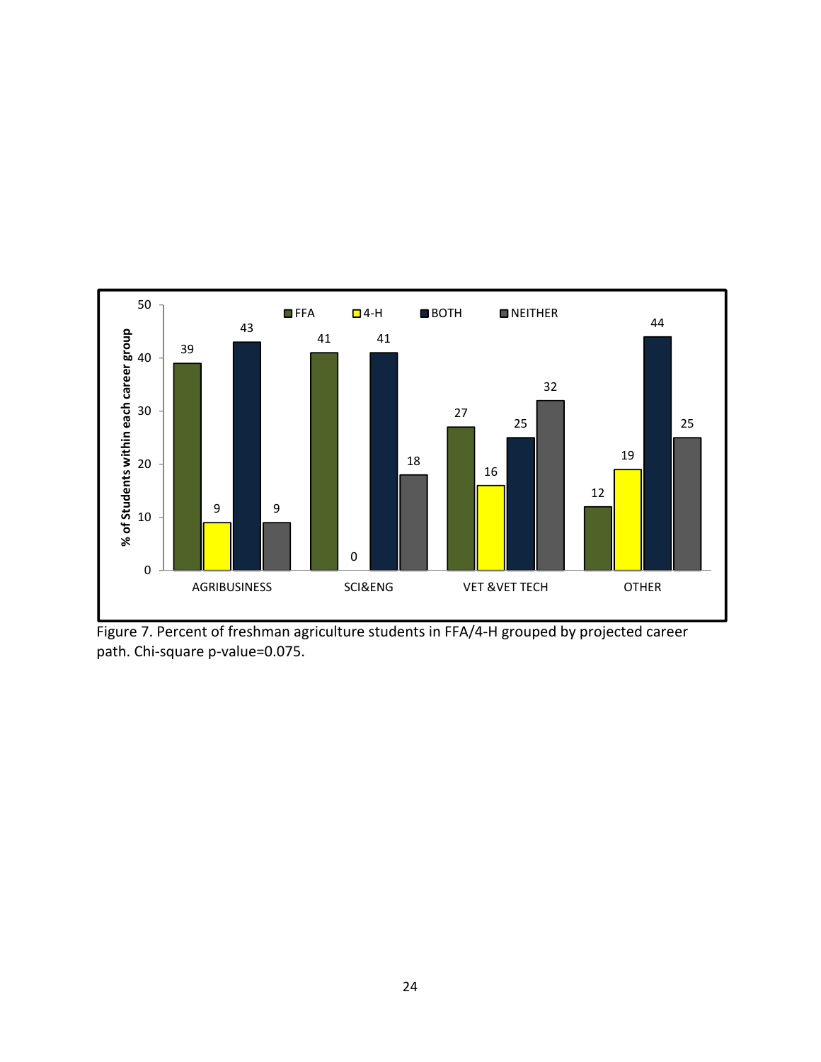| % of Students within each career group | FFA | 4-H | BOTH | NEITHER |
|---|---|---|---|---|
| AGRIBUSINESS | 39 | 9 | 43 | 9 |
| SCI&ENG | 41 | 0 | 41 | 18 |
| VET &VET TECH | 27 | 16 | 25 | 32 |
| OTHER | 12 | 19 | 44 | 25 |

Figure 7. Percent of freshman agriculture students in FFA/4-H grouped by projected career path. Chi-square p-value=0.075.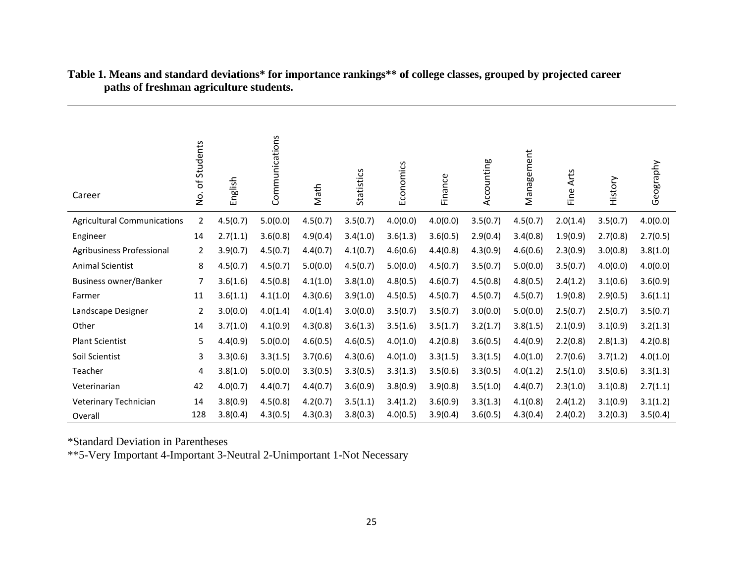**Table 1. Means and standard deviations* for importance rankings** of college classes, grouped by projected career paths of freshman agriculture students.**

| Career | No. of Students | English | Communications | Math | Statistics | Economics | Finance | Accounting | Management | Fine Arts | History | Geography |
|---|---|---|---|---|---|---|---|---|---|---|---|---|
| Agricultural Communications | 2 | 4.5(0.7) | 5.0(0.0) | 4.5(0.7) | 3.5(0.7) | 4.0(0.0) | 4.0(0.0) | 3.5(0.7) | 4.5(0.7) | 2.0(1.4) | 3.5(0.7) | 4.0(0.0) |
| Engineer | 14 | 2.7(1.1) | 3.6(0.8) | 4.9(0.4) | 3.4(1.0) | 3.6(1.3) | 3.6(0.5) | 2.9(0.4) | 3.4(0.8) | 1.9(0.9) | 2.7(0.8) | 2.7(0.5) |
| Agribusiness Professional | 2 | 3.9(0.7) | 4.5(0.7) | 4.4(0.7) | 4.1(0.7) | 4.6(0.6) | 4.4(0.8) | 4.3(0.9) | 4.6(0.6) | 2.3(0.9) | 3.0(0.8) | 3.8(1.0) |
| Animal Scientist | 8 | 4.5(0.7) | 4.5(0.7) | 5.0(0.0) | 4.5(0.7) | 5.0(0.0) | 4.5(0.7) | 3.5(0.7) | 5.0(0.0) | 3.5(0.7) | 4.0(0.0) | 4.0(0.0) |
| Business owner/Banker | 7 | 3.6(1.6) | 4.5(0.8) | 4.1(1.0) | 3.8(1.0) | 4.8(0.5) | 4.6(0.7) | 4.5(0.8) | 4.8(0.5) | 2.4(1.2) | 3.1(0.6) | 3.6(0.9) |
| Farmer | 11 | 3.6(1.1) | 4.1(1.0) | 4.3(0.6) | 3.9(1.0) | 4.5(0.5) | 4.5(0.7) | 4.5(0.7) | 4.5(0.7) | 1.9(0.8) | 2.9(0.5) | 3.6(1.1) |
| Landscape Designer | 2 | 3.0(0.0) | 4.0(1.4) | 4.0(1.4) | 3.0(0.0) | 3.5(0.7) | 3.5(0.7) | 3.0(0.0) | 5.0(0.0) | 2.5(0.7) | 2.5(0.7) | 3.5(0.7) |
| Other | 14 | 3.7(1.0) | 4.1(0.9) | 4.3(0.8) | 3.6(1.3) | 3.5(1.6) | 3.5(1.7) | 3.2(1.7) | 3.8(1.5) | 2.1(0.9) | 3.1(0.9) | 3.2(1.3) |
| Plant Scientist | 5 | 4.4(0.9) | 5.0(0.0) | 4.6(0.5) | 4.6(0.5) | 4.0(1.0) | 4.2(0.8) | 3.6(0.5) | 4.4(0.9) | 2.2(0.8) | 2.8(1.3) | 4.2(0.8) |
| Soil Scientist | 3 | 3.3(0.6) | 3.3(1.5) | 3.7(0.6) | 4.3(0.6) | 4.0(1.0) | 3.3(1.5) | 3.3(1.5) | 4.0(1.0) | 2.7(0.6) | 3.7(1.2) | 4.0(1.0) |
| Teacher | 4 | 3.8(1.0) | 5.0(0.0) | 3.3(0.5) | 3.3(0.5) | 3.3(1.3) | 3.5(0.6) | 3.3(0.5) | 4.0(1.2) | 2.5(1.0) | 3.5(0.6) | 3.3(1.3) |
| Veterinarian | 42 | 4.0(0.7) | 4.4(0.7) | 4.4(0.7) | 3.6(0.9) | 3.8(0.9) | 3.9(0.8) | 3.5(1.0) | 4.4(0.7) | 2.3(1.0) | 3.1(0.8) | 2.7(1.1) |
| Veterinary Technician | 14 | 3.8(0.9) | 4.5(0.8) | 4.2(0.7) | 3.5(1.1) | 3.4(1.2) | 3.6(0.9) | 3.3(1.3) | 4.1(0.8) | 2.4(1.2) | 3.1(0.9) | 3.1(1.2) |
| Overall | 128 | 3.8(0.4) | 4.3(0.5) | 4.3(0.3) | 3.8(0.3) | 4.0(0.5) | 3.9(0.4) | 3.6(0.5) | 4.3(0.4) | 2.4(0.2) | 3.2(0.3) | 3.5(0.4) |

*Standard Deviation in Parentheses

**5-Very Important 4-Important 3-Neutral 2-Unimportant 1-Not Necessary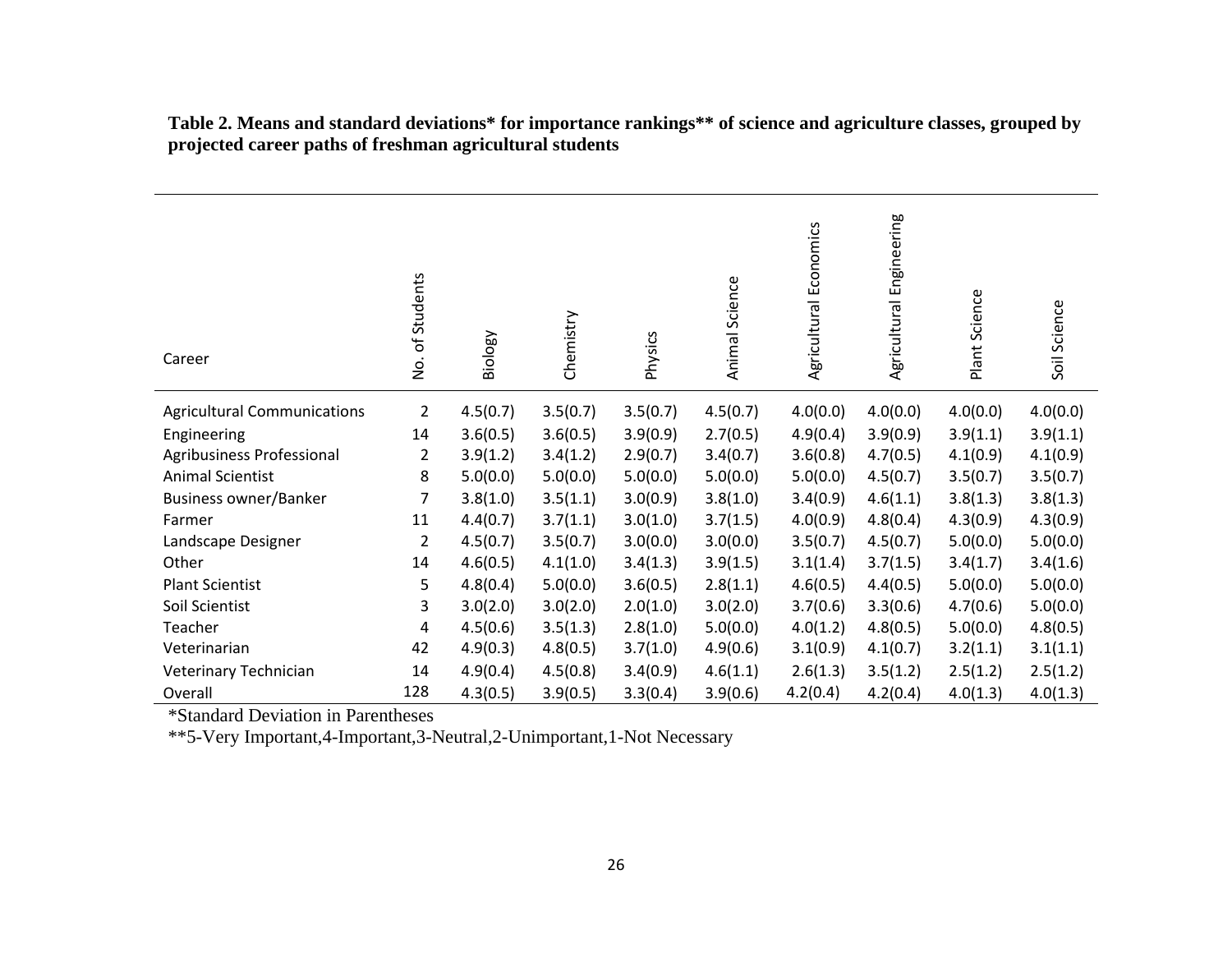**Table 2. Means and standard deviations* for importance rankings** of science and agriculture classes, grouped by projected career paths of freshman agricultural students**

| Career | No. of Students | Biology | Chemistry | Physics | Animal Science | Agricultural Economics | Agricultural Engineering | Plant Science | Soil Science |
|---|---|---|---|---|---|---|---|---|---|
| Agricultural Communications | 2 | 4.5(0.7) | 3.5(0.7) | 3.5(0.7) | 4.5(0.7) | 4.0(0.0) | 4.0(0.0) | 4.0(0.0) | 4.0(0.0) |
| Engineering | 14 | 3.6(0.5) | 3.6(0.5) | 3.9(0.9) | 2.7(0.5) | 4.9(0.4) | 3.9(0.9) | 3.9(1.1) | 3.9(1.1) |
| Agribusiness Professional | 2 | 3.9(1.2) | 3.4(1.2) | 2.9(0.7) | 3.4(0.7) | 3.6(0.8) | 4.7(0.5) | 4.1(0.9) | 4.1(0.9) |
| Animal Scientist | 8 | 5.0(0.0) | 5.0(0.0) | 5.0(0.0) | 5.0(0.0) | 5.0(0.0) | 4.5(0.7) | 3.5(0.7) | 3.5(0.7) |
| Business owner/Banker | 7 | 3.8(1.0) | 3.5(1.1) | 3.0(0.9) | 3.8(1.0) | 3.4(0.9) | 4.6(1.1) | 3.8(1.3) | 3.8(1.3) |
| Farmer | 11 | 4.4(0.7) | 3.7(1.1) | 3.0(1.0) | 3.7(1.5) | 4.0(0.9) | 4.8(0.4) | 4.3(0.9) | 4.3(0.9) |
| Landscape Designer | 2 | 4.5(0.7) | 3.5(0.7) | 3.0(0.0) | 3.0(0.0) | 3.5(0.7) | 4.5(0.7) | 5.0(0.0) | 5.0(0.0) |
| Other | 14 | 4.6(0.5) | 4.1(1.0) | 3.4(1.3) | 3.9(1.5) | 3.1(1.4) | 3.7(1.5) | 3.4(1.7) | 3.4(1.6) |
| Plant Scientist | 5 | 4.8(0.4) | 5.0(0.0) | 3.6(0.5) | 2.8(1.1) | 4.6(0.5) | 4.4(0.5) | 5.0(0.0) | 5.0(0.0) |
| Soil Scientist | 3 | 3.0(2.0) | 3.0(2.0) | 2.0(1.0) | 3.0(2.0) | 3.7(0.6) | 3.3(0.6) | 4.7(0.6) | 5.0(0.0) |
| Teacher | 4 | 4.5(0.6) | 3.5(1.3) | 2.8(1.0) | 5.0(0.0) | 4.0(1.2) | 4.8(0.5) | 5.0(0.0) | 4.8(0.5) |
| Veterinarian | 42 | 4.9(0.3) | 4.8(0.5) | 3.7(1.0) | 4.9(0.6) | 3.1(0.9) | 4.1(0.7) | 3.2(1.1) | 3.1(1.1) |
| Veterinary Technician | 14 | 4.9(0.4) | 4.5(0.8) | 3.4(0.9) | 4.6(1.1) | 2.6(1.3) | 3.5(1.2) | 2.5(1.2) | 2.5(1.2) |
| Overall | 128 | 4.3(0.5) | 3.9(0.5) | 3.3(0.4) | 3.9(0.6) | 4.2(0.4) | 4.2(0.4) | 4.0(1.3) | 4.0(1.3) |

*Standard Deviation in Parentheses

**5-Very Important,4-Important,3-Neutral,2-Unimportant,1-Not Necessary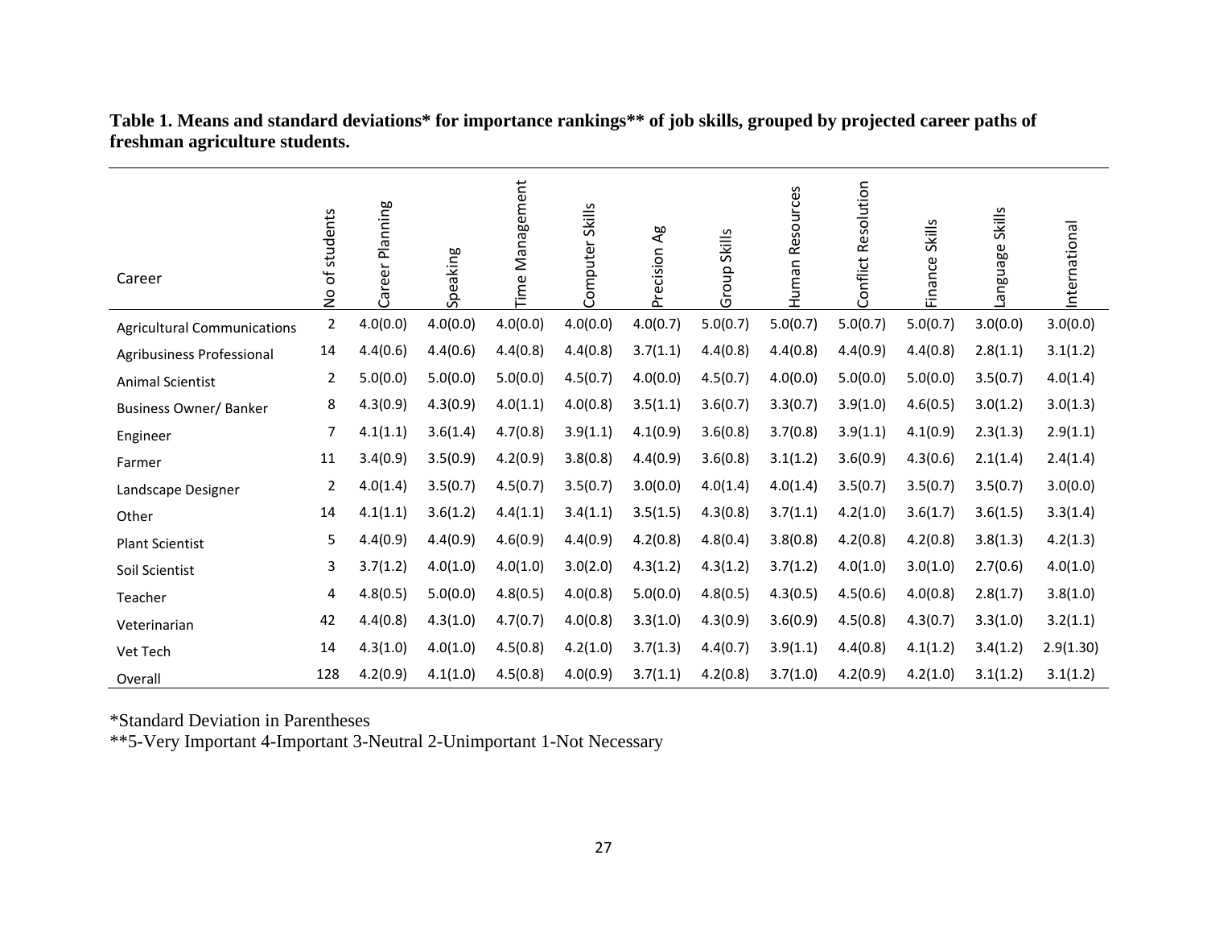**Table 1. Means and standard deviations* for importance rankings** of job skills, grouped by projected career paths of freshman agriculture students.**

| Career | No of students | Career Planning | Speaking | Time Management | Computer Skills | Precision Ag | Group Skills | Human Resources | Conflict Resolution | Finance Skills | Language Skills | International |
|---|---|---|---|---|---|---|---|---|---|---|---|---|
| Agricultural Communications | 2 | 4.0(0.0) | 4.0(0.0) | 4.0(0.0) | 4.0(0.0) | 4.0(0.7) | 5.0(0.7) | 5.0(0.7) | 5.0(0.7) | 5.0(0.7) | 3.0(0.0) | 3.0(0.0) |
| Agribusiness Professional | 14 | 4.4(0.6) | 4.4(0.6) | 4.4(0.8) | 4.4(0.8) | 3.7(1.1) | 4.4(0.8) | 4.4(0.8) | 4.4(0.9) | 4.4(0.8) | 2.8(1.1) | 3.1(1.2) |
| Animal Scientist | 2 | 5.0(0.0) | 5.0(0.0) | 5.0(0.0) | 4.5(0.7) | 4.0(0.0) | 4.5(0.7) | 4.0(0.0) | 5.0(0.0) | 5.0(0.0) | 3.5(0.7) | 4.0(1.4) |
| Business Owner/ Banker | 8 | 4.3(0.9) | 4.3(0.9) | 4.0(1.1) | 4.0(0.8) | 3.5(1.1) | 3.6(0.7) | 3.3(0.7) | 3.9(1.0) | 4.6(0.5) | 3.0(1.2) | 3.0(1.3) |
| Engineer | 7 | 4.1(1.1) | 3.6(1.4) | 4.7(0.8) | 3.9(1.1) | 4.1(0.9) | 3.6(0.8) | 3.7(0.8) | 3.9(1.1) | 4.1(0.9) | 2.3(1.3) | 2.9(1.1) |
| Farmer | 11 | 3.4(0.9) | 3.5(0.9) | 4.2(0.9) | 3.8(0.8) | 4.4(0.9) | 3.6(0.8) | 3.1(1.2) | 3.6(0.9) | 4.3(0.6) | 2.1(1.4) | 2.4(1.4) |
| Landscape Designer | 2 | 4.0(1.4) | 3.5(0.7) | 4.5(0.7) | 3.5(0.7) | 3.0(0.0) | 4.0(1.4) | 4.0(1.4) | 3.5(0.7) | 3.5(0.7) | 3.5(0.7) | 3.0(0.0) |
| Other | 14 | 4.1(1.1) | 3.6(1.2) | 4.4(1.1) | 3.4(1.1) | 3.5(1.5) | 4.3(0.8) | 3.7(1.1) | 4.2(1.0) | 3.6(1.7) | 3.6(1.5) | 3.3(1.4) |
| Plant Scientist | 5 | 4.4(0.9) | 4.4(0.9) | 4.6(0.9) | 4.4(0.9) | 4.2(0.8) | 4.8(0.4) | 3.8(0.8) | 4.2(0.8) | 4.2(0.8) | 3.8(1.3) | 4.2(1.3) |
| Soil Scientist | 3 | 3.7(1.2) | 4.0(1.0) | 4.0(1.0) | 3.0(2.0) | 4.3(1.2) | 4.3(1.2) | 3.7(1.2) | 4.0(1.0) | 3.0(1.0) | 2.7(0.6) | 4.0(1.0) |
| Teacher | 4 | 4.8(0.5) | 5.0(0.0) | 4.8(0.5) | 4.0(0.8) | 5.0(0.0) | 4.8(0.5) | 4.3(0.5) | 4.5(0.6) | 4.0(0.8) | 2.8(1.7) | 3.8(1.0) |
| Veterinarian | 42 | 4.4(0.8) | 4.3(1.0) | 4.7(0.7) | 4.0(0.8) | 3.3(1.0) | 4.3(0.9) | 3.6(0.9) | 4.5(0.8) | 4.3(0.7) | 3.3(1.0) | 3.2(1.1) |
| Vet Tech | 14 | 4.3(1.0) | 4.0(1.0) | 4.5(0.8) | 4.2(1.0) | 3.7(1.3) | 4.4(0.7) | 3.9(1.1) | 4.4(0.8) | 4.1(1.2) | 3.4(1.2) | 2.9(1.30) |
| Overall | 128 | 4.2(0.9) | 4.1(1.0) | 4.5(0.8) | 4.0(0.9) | 3.7(1.1) | 4.2(0.8) | 3.7(1.0) | 4.2(0.9) | 4.2(1.0) | 3.1(1.2) | 3.1(1.2) |

*Standard Deviation in Parentheses
**5-Very Important 4-Important 3-Neutral 2-Unimportant 1-Not Necessary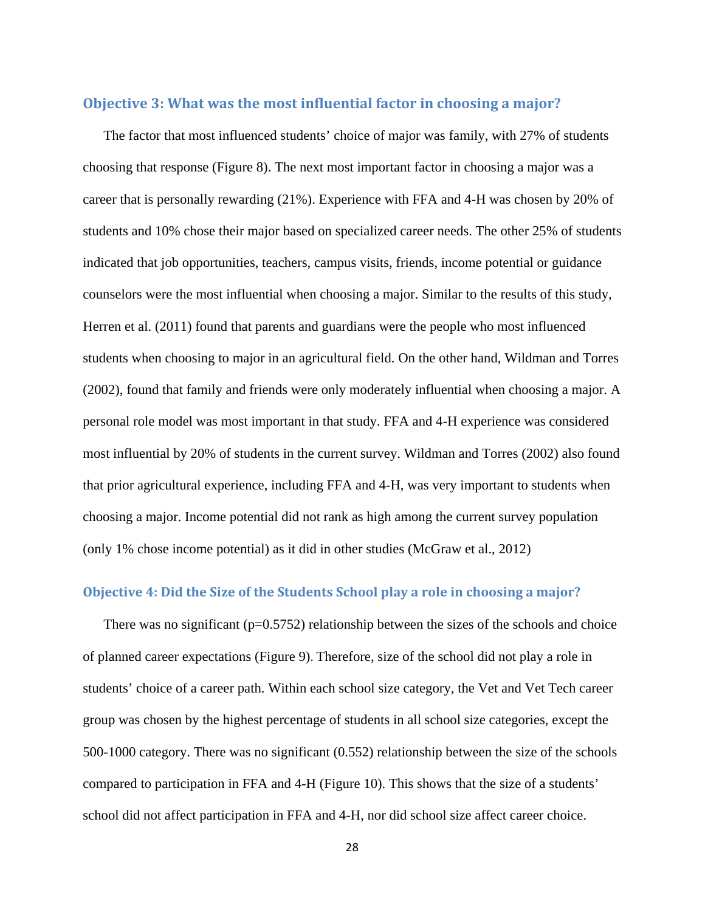### Objective 3: What was the most influential factor in choosing a major?

The factor that most influenced students' choice of major was family, with 27% of students choosing that response (Figure 8). The next most important factor in choosing a major was a career that is personally rewarding (21%). Experience with FFA and 4-H was chosen by 20% of students and 10% chose their major based on specialized career needs. The other 25% of students indicated that job opportunities, teachers, campus visits, friends, income potential or guidance counselors were the most influential when choosing a major. Similar to the results of this study, Herren et al. (2011) found that parents and guardians were the people who most influenced students when choosing to major in an agricultural field. On the other hand, Wildman and Torres (2002), found that family and friends were only moderately influential when choosing a major. A personal role model was most important in that study. FFA and 4-H experience was considered most influential by 20% of students in the current survey. Wildman and Torres (2002) also found that prior agricultural experience, including FFA and 4-H, was very important to students when choosing a major. Income potential did not rank as high among the current survey population (only 1% chose income potential) as it did in other studies (McGraw et al., 2012)

### Objective 4: Did the Size of the Students School play a role in choosing a major?

There was no significant (p=0.5752) relationship between the sizes of the schools and choice of planned career expectations (Figure 9). Therefore, size of the school did not play a role in students' choice of a career path. Within each school size category, the Vet and Vet Tech career group was chosen by the highest percentage of students in all school size categories, except the 500-1000 category. There was no significant (0.552) relationship between the size of the schools compared to participation in FFA and 4-H (Figure 10). This shows that the size of a students' school did not affect participation in FFA and 4-H, nor did school size affect career choice.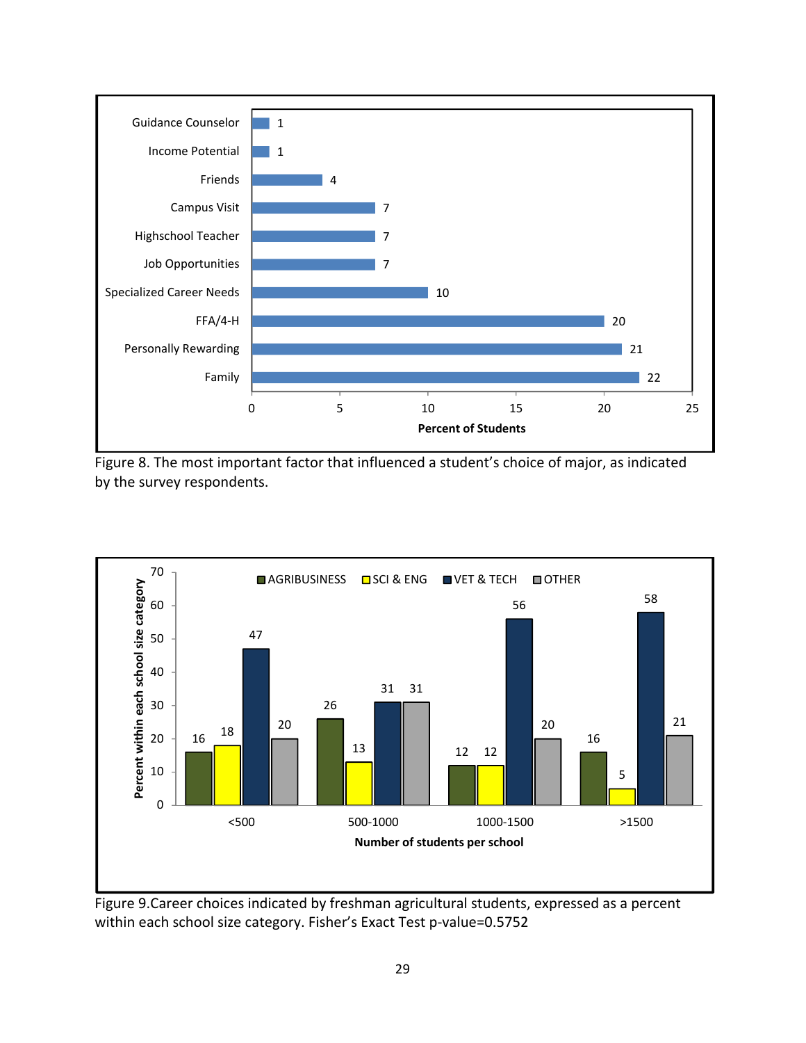Figure 8. The most important factor that influenced a student's choice of major, as indicated by the survey respondents.

| Factor | Percent of Students |
|---|---|
| Guidance Counselor | 1 |
| Income Potential | 1 |
| Friends | 4 |
| Campus Visit | 7 |
| Highschool Teacher | 7 |
| Job Opportunities | 7 |
| Specialized Career Needs | 10 |
| FFA/4-H | 20 |
| Personally Rewarding | 21 |
| Family | 22 |

Figure 9.Career choices indicated by freshman agricultural students, expressed as a percent within each school size category. Fisher's Exact Test p-value=0.5752

| Number of students per school | AGRIBUSINESS | SCI & ENG | VET & TECH | OTHER |
|---|---|---|---|---|
| <500 | 16 | 18 | 47 | 20 |
| 500-1000 | 26 | 13 | 31 | 31 |
| 1000-1500 | 12 | 12 | 56 | 20 |
| >1500 | 16 | 5 | 58 | 21 |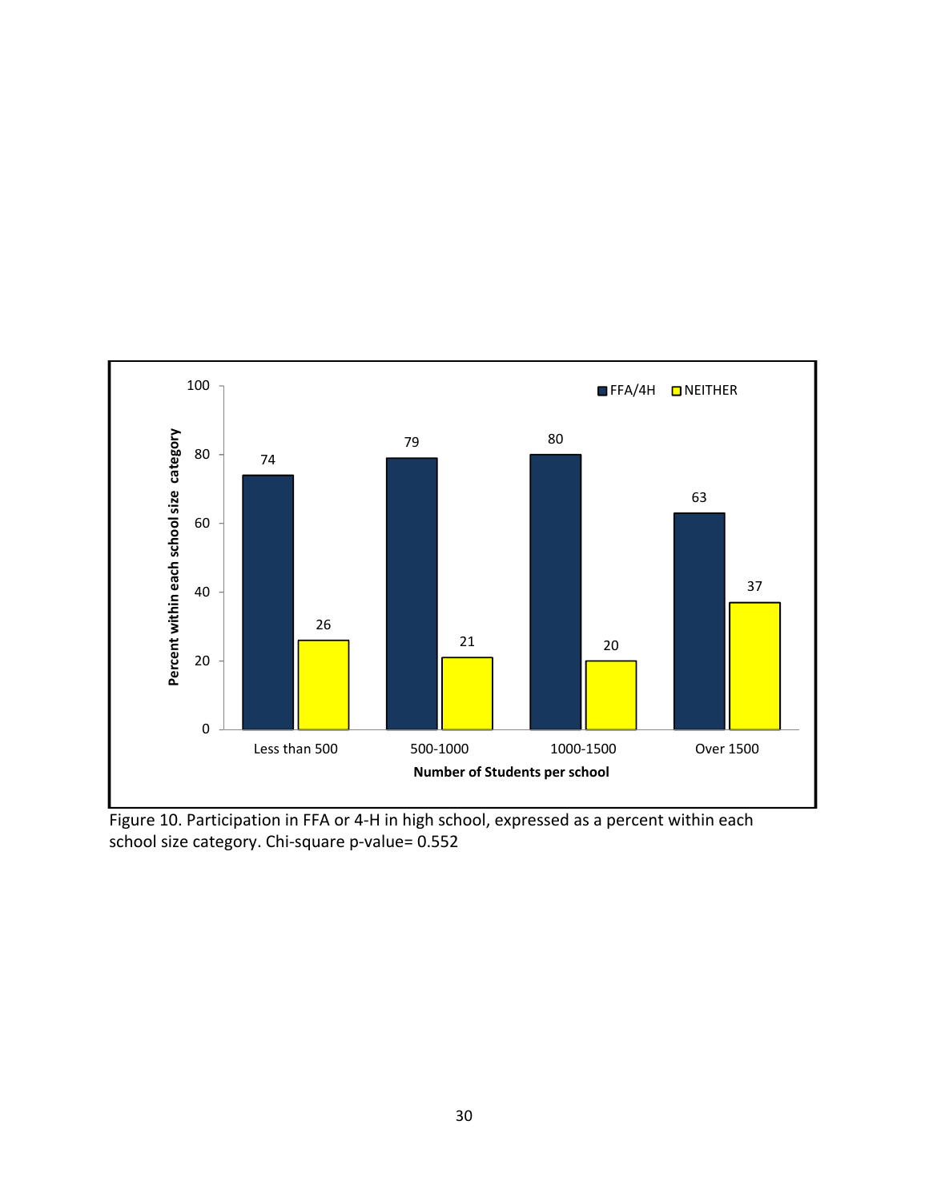Figure 10. Participation in FFA or 4-H in high school, expressed as a percent within each school size category. Chi-square p-value= 0.552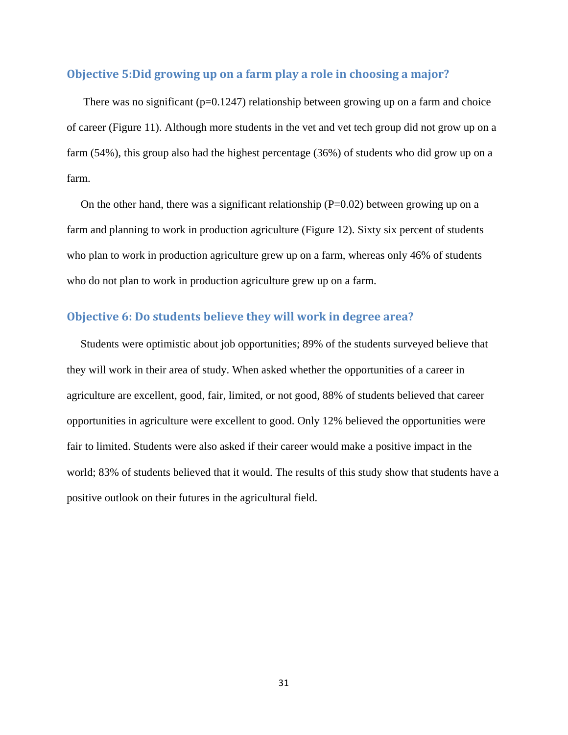## Objective 5:Did growing up on a farm play a role in choosing a major?

There was no significant (p=0.1247) relationship between growing up on a farm and choice of career (Figure 11). Although more students in the vet and vet tech group did not grow up on a farm (54%), this group also had the highest percentage (36%) of students who did grow up on a farm.

On the other hand, there was a significant relationship (P=0.02) between growing up on a farm and planning to work in production agriculture (Figure 12). Sixty six percent of students who plan to work in production agriculture grew up on a farm, whereas only 46% of students who do not plan to work in production agriculture grew up on a farm.

## Objective 6: Do students believe they will work in degree area?

Students were optimistic about job opportunities; 89% of the students surveyed believe that they will work in their area of study. When asked whether the opportunities of a career in agriculture are excellent, good, fair, limited, or not good, 88% of students believed that career opportunities in agriculture were excellent to good. Only 12% believed the opportunities were fair to limited. Students were also asked if their career would make a positive impact in the world; 83% of students believed that it would. The results of this study show that students have a positive outlook on their futures in the agricultural field.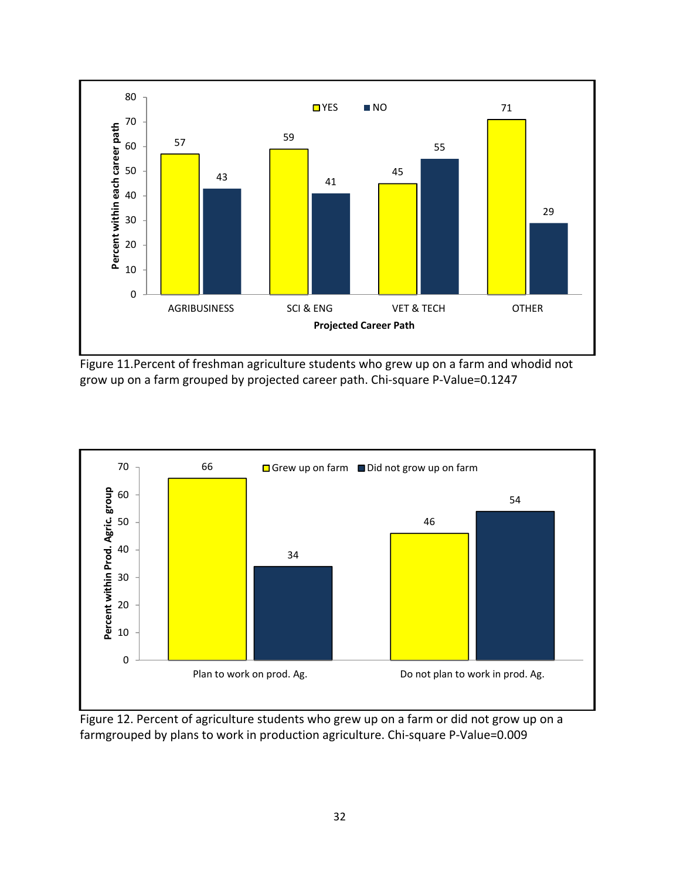Figure 11.Percent of freshman agriculture students who grew up on a farm and whodid not grow up on a farm grouped by projected career path. Chi-square P-Value=0.1247

Figure 12. Percent of agriculture students who grew up on a farm or did not grow up on a farmgrouped by plans to work in production agriculture. Chi-square P-Value=0.009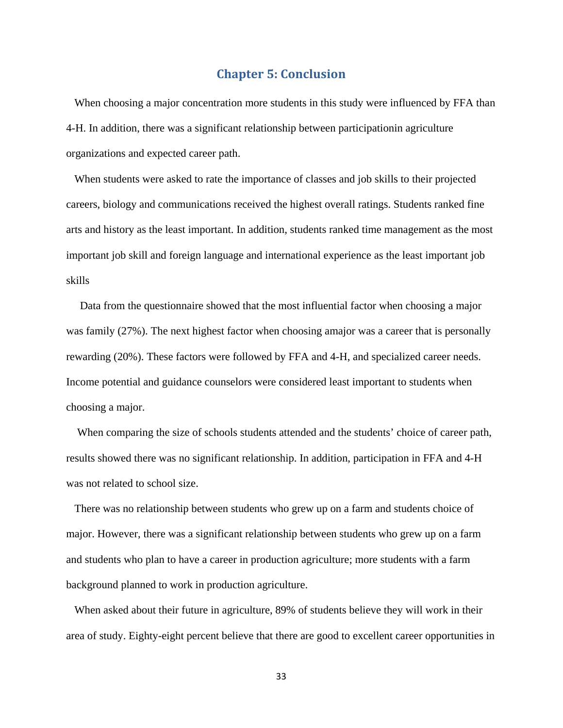# Chapter 5: Conclusion

When choosing a major concentration more students in this study were influenced by FFA than 4-H. In addition, there was a significant relationship between participationin agriculture organizations and expected career path.

When students were asked to rate the importance of classes and job skills to their projected careers, biology and communications received the highest overall ratings. Students ranked fine arts and history as the least important. In addition, students ranked time management as the most important job skill and foreign language and international experience as the least important job skills

Data from the questionnaire showed that the most influential factor when choosing a major was family (27%). The next highest factor when choosing amajor was a career that is personally rewarding (20%). These factors were followed by FFA and 4-H, and specialized career needs. Income potential and guidance counselors were considered least important to students when choosing a major.

When comparing the size of schools students attended and the students' choice of career path, results showed there was no significant relationship. In addition, participation in FFA and 4-H was not related to school size.

There was no relationship between students who grew up on a farm and students choice of major. However, there was a significant relationship between students who grew up on a farm and students who plan to have a career in production agriculture; more students with a farm background planned to work in production agriculture.

When asked about their future in agriculture, 89% of students believe they will work in their area of study. Eighty-eight percent believe that there are good to excellent career opportunities in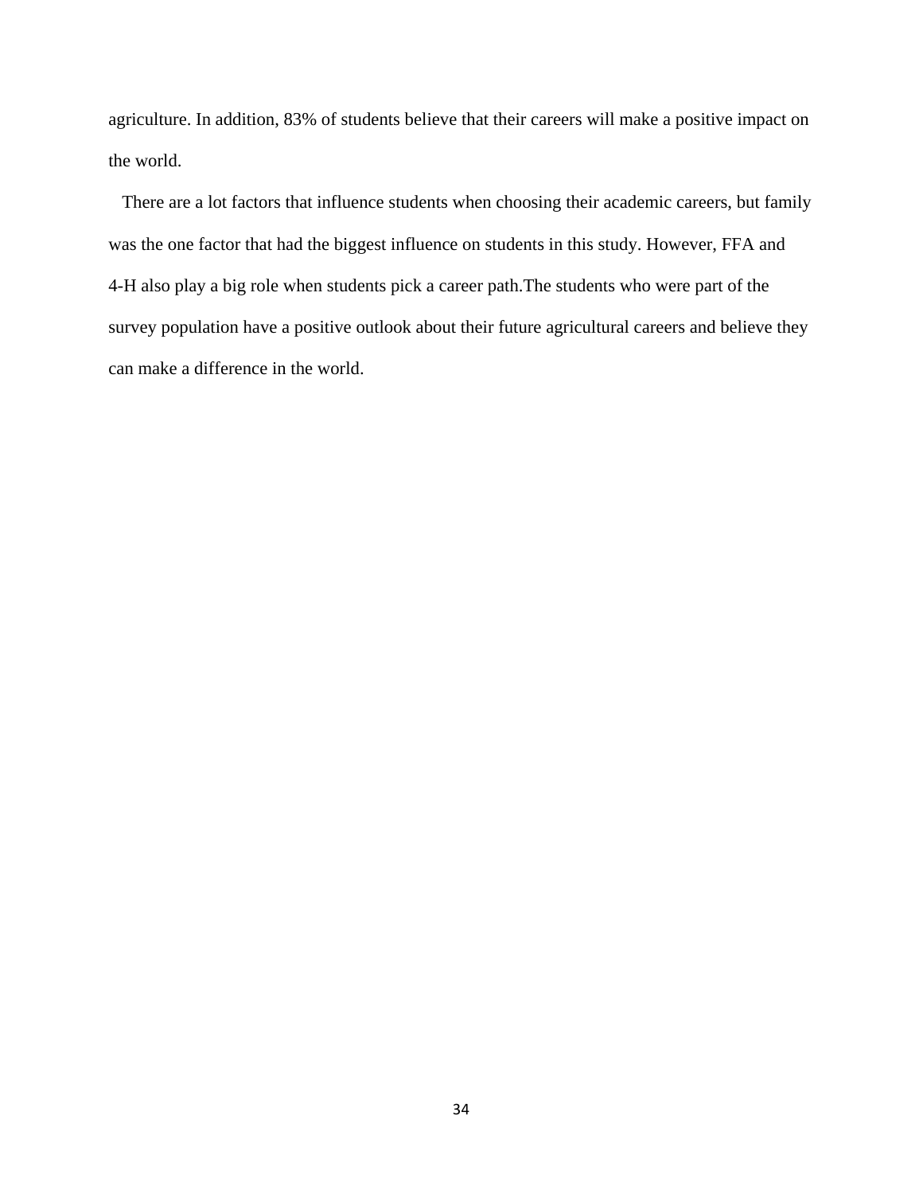agriculture. In addition, 83% of students believe that their careers will make a positive impact on the world.

There are a lot factors that influence students when choosing their academic careers, but family was the one factor that had the biggest influence on students in this study. However, FFA and 4-H also play a big role when students pick a career path.The students who were part of the survey population have a positive outlook about their future agricultural careers and believe they can make a difference in the world.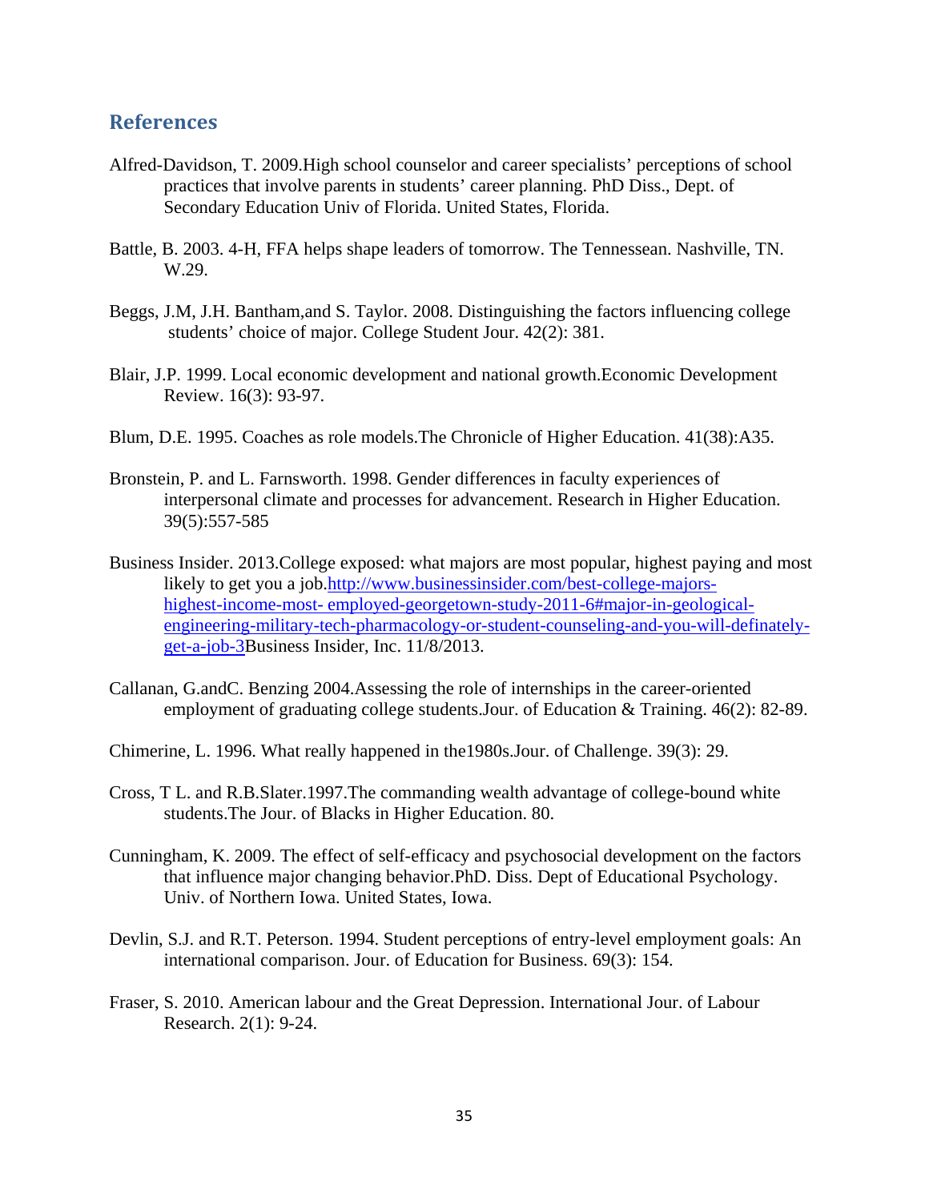## References

Alfred-Davidson, T. 2009.High school counselor and career specialists' perceptions of school practices that involve parents in students' career planning. PhD Diss., Dept. of Secondary Education Univ of Florida. United States, Florida.

Battle, B. 2003. 4-H, FFA helps shape leaders of tomorrow. The Tennessean. Nashville, TN. W.29.

Beggs, J.M, J.H. Bantham,and S. Taylor. 2008. Distinguishing the factors influencing college students' choice of major. College Student Jour. 42(2): 381.

Blair, J.P. 1999. Local economic development and national growth.Economic Development Review. 16(3): 93-97.

Blum, D.E. 1995. Coaches as role models.The Chronicle of Higher Education. 41(38):A35.

Bronstein, P. and L. Farnsworth. 1998. Gender differences in faculty experiences of interpersonal climate and processes for advancement. Research in Higher Education. 39(5):557-585

Business Insider. 2013.College exposed: what majors are most popular, highest paying and most likely to get you a job.http://www.businessinsider.com/best-college-majors-highest-income-most- employed-georgetown-study-2011-6#major-in-geological-engineering-military-tech-pharmacology-or-student-counseling-and-you-will-definately-get-a-job-3Business Insider, Inc. 11/8/2013.

Callanan, G.andC. Benzing 2004.Assessing the role of internships in the career-oriented employment of graduating college students.Jour. of Education & Training. 46(2): 82-89.

Chimerine, L. 1996. What really happened in the1980s.Jour. of Challenge. 39(3): 29.

Cross, T L. and R.B.Slater.1997.The commanding wealth advantage of college-bound white students.The Jour. of Blacks in Higher Education. 80.

Cunningham, K. 2009. The effect of self-efficacy and psychosocial development on the factors that influence major changing behavior.PhD. Diss. Dept of Educational Psychology. Univ. of Northern Iowa. United States, Iowa.

Devlin, S.J. and R.T. Peterson. 1994. Student perceptions of entry-level employment goals: An international comparison. Jour. of Education for Business. 69(3): 154.

Fraser, S. 2010. American labour and the Great Depression. International Jour. of Labour Research. 2(1): 9-24.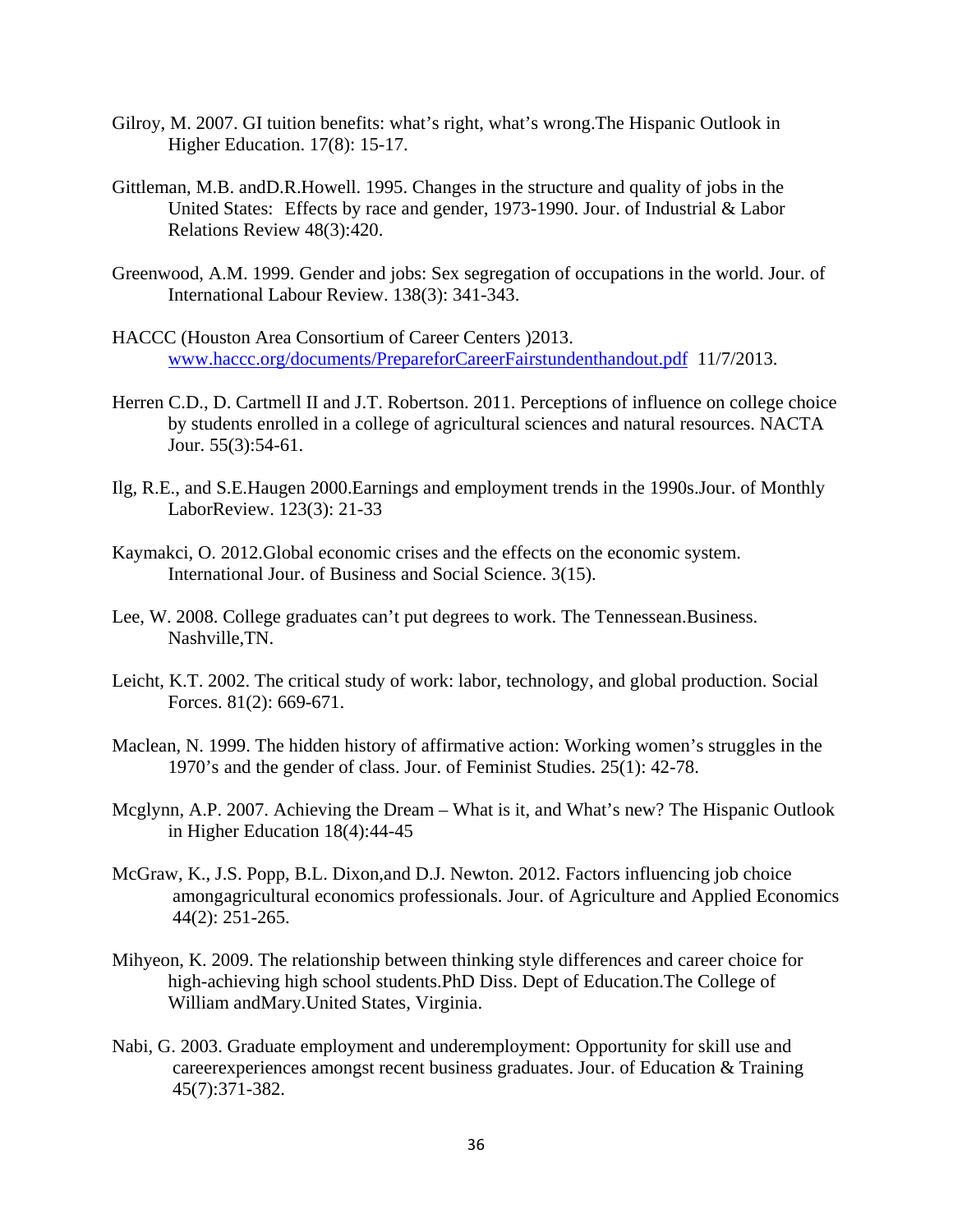Gilroy, M. 2007. GI tuition benefits: what's right, what's wrong.The Hispanic Outlook in Higher Education. 17(8): 15-17.

Gittleman, M.B. andD.R.Howell. 1995. Changes in the structure and quality of jobs in the United States: Effects by race and gender, 1973-1990. Jour. of Industrial & Labor Relations Review 48(3):420.

Greenwood, A.M. 1999. Gender and jobs: Sex segregation of occupations in the world. Jour. of International Labour Review. 138(3): 341-343.

HACCC (Houston Area Consortium of Career Centers )2013. www.haccc.org/documents/PrepareforCareerFairstundenthandout.pdf 11/7/2013.

Herren C.D., D. Cartmell II and J.T. Robertson. 2011. Perceptions of influence on college choice by students enrolled in a college of agricultural sciences and natural resources. NACTA Jour. 55(3):54-61.

Ilg, R.E., and S.E.Haugen 2000.Earnings and employment trends in the 1990s.Jour. of Monthly LaborReview. 123(3): 21-33

Kaymakci, O. 2012.Global economic crises and the effects on the economic system. International Jour. of Business and Social Science. 3(15).

Lee, W. 2008. College graduates can't put degrees to work. The Tennessean.Business. Nashville,TN.

Leicht, K.T. 2002. The critical study of work: labor, technology, and global production. Social Forces. 81(2): 669-671.

Maclean, N. 1999. The hidden history of affirmative action: Working women's struggles in the 1970's and the gender of class. Jour. of Feminist Studies. 25(1): 42-78.

Mcglynn, A.P. 2007. Achieving the Dream – What is it, and What's new? The Hispanic Outlook in Higher Education 18(4):44-45

McGraw, K., J.S. Popp, B.L. Dixon,and D.J. Newton. 2012. Factors influencing job choice amongagricultural economics professionals. Jour. of Agriculture and Applied Economics 44(2): 251-265.

Mihyeon, K. 2009. The relationship between thinking style differences and career choice for high-achieving high school students.PhD Diss. Dept of Education.The College of William andMary.United States, Virginia.

Nabi, G. 2003. Graduate employment and underemployment: Opportunity for skill use and careerexperiences amongst recent business graduates. Jour. of Education & Training 45(7):371-382.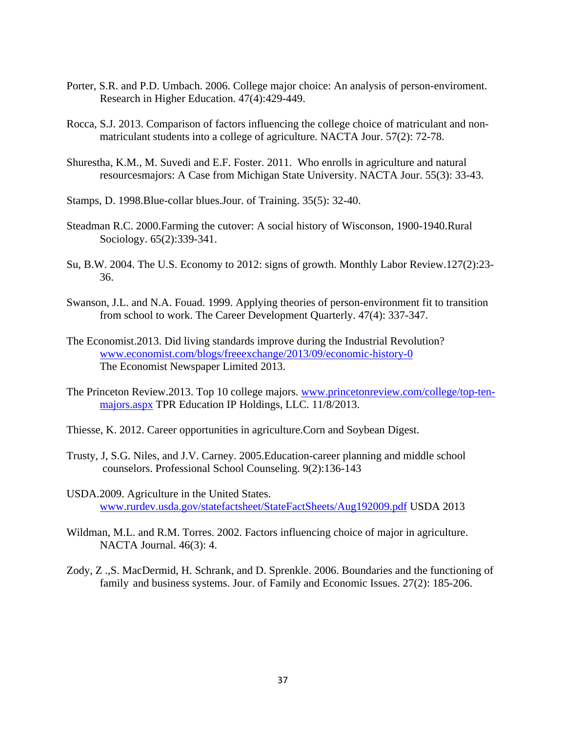Porter, S.R. and P.D. Umbach. 2006. College major choice: An analysis of person-enviroment. Research in Higher Education. 47(4):429-449.

Rocca, S.J. 2013. Comparison of factors influencing the college choice of matriculant and non-matriculant students into a college of agriculture. NACTA Jour. 57(2): 72-78.

Shurestha, K.M., M. Suvedi and E.F. Foster. 2011. Who enrolls in agriculture and natural resourcesmajors: A Case from Michigan State University. NACTA Jour. 55(3): 33-43.

Stamps, D. 1998.Blue-collar blues.Jour. of Training. 35(5): 32-40.

Steadman R.C. 2000.Farming the cutover: A social history of Wisconson, 1900-1940.Rural Sociology. 65(2):339-341.

Su, B.W. 2004. The U.S. Economy to 2012: signs of growth. Monthly Labor Review.127(2):23-36.

Swanson, J.L. and N.A. Fouad. 1999. Applying theories of person-environment fit to transition from school to work. The Career Development Quarterly. 47(4): 337-347.

The Economist.2013. Did living standards improve during the Industrial Revolution? www.economist.com/blogs/freeexchange/2013/09/economic-history-0 The Economist Newspaper Limited 2013.

The Princeton Review.2013. Top 10 college majors. www.princetonreview.com/college/top-ten-majors.aspx TPR Education IP Holdings, LLC. 11/8/2013.

Thiesse, K. 2012. Career opportunities in agriculture.Corn and Soybean Digest.

Trusty, J, S.G. Niles, and J.V. Carney. 2005.Education-career planning and middle school counselors. Professional School Counseling. 9(2):136-143

USDA.2009. Agriculture in the United States. www.rurdev.usda.gov/statefactsheet/StateFactSheets/Aug192009.pdf USDA 2013

Wildman, M.L. and R.M. Torres. 2002. Factors influencing choice of major in agriculture. NACTA Journal. 46(3): 4.

Zody, Z .,S. MacDermid, H. Schrank, and D. Sprenkle. 2006. Boundaries and the functioning of family and business systems. Jour. of Family and Economic Issues. 27(2): 185-206.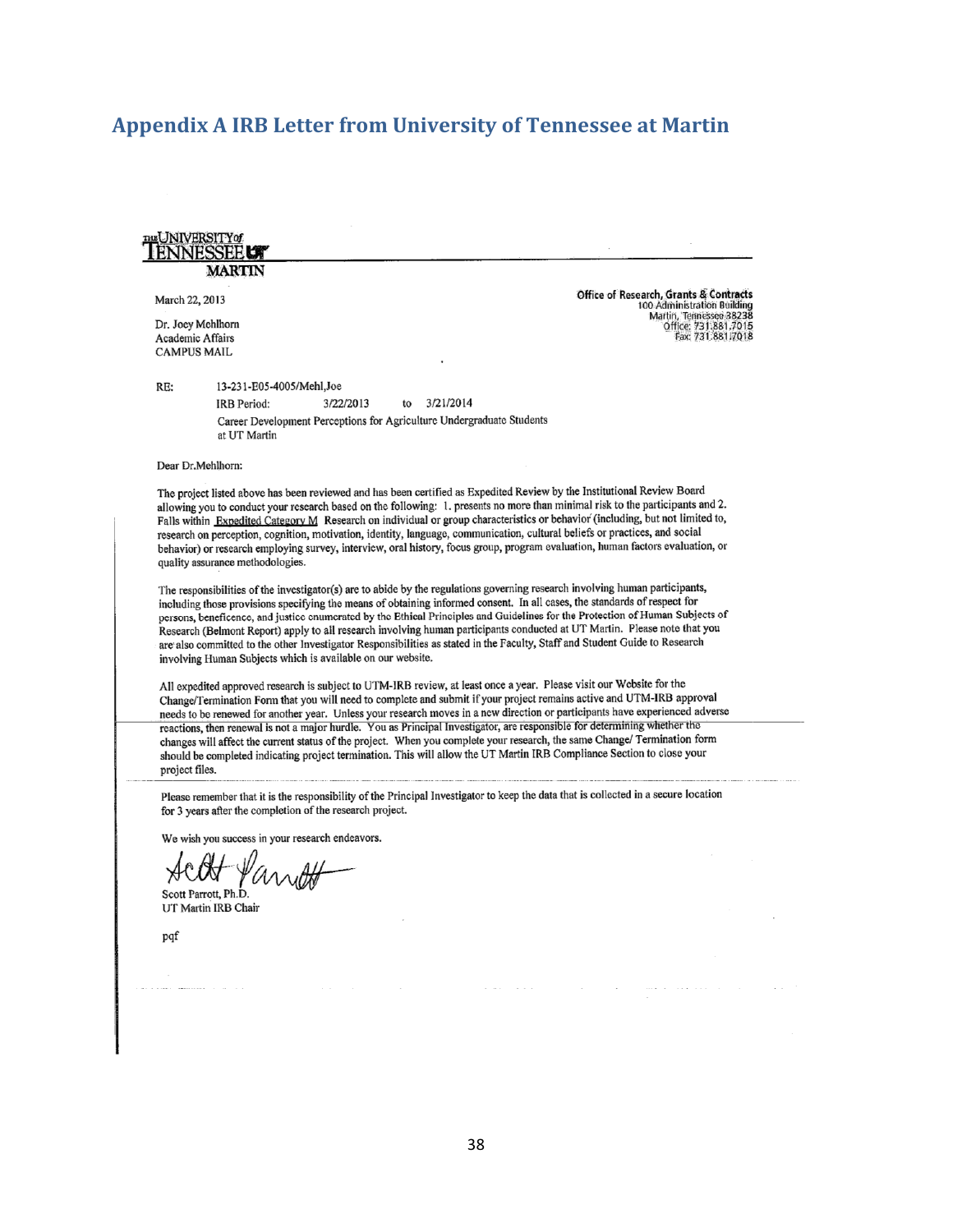# Appendix A IRB Letter from University of Tennessee at Martin

THE UNIVERSITY of TENNESSEE UT MARTIN

March 22, 2013

Office of Research, Grants & Contracts
100 Administration Building
Martin, Tennessee 38238
Office: 731.881.7015
Fax: 731.881.7018

Dr. Joey Mehlhorn
Academic Affairs
CAMPUS MAIL

RE: 13-231-E05-4005/Mehl,Joe
IRB Period: 3/22/2013 to 3/21/2014
Career Development Perceptions for Agriculture Undergraduate Students at UT Martin

Dear Dr.Mehlhorn:

The project listed above has been reviewed and has been certified as Expedited Review by the Institutional Review Board allowing you to conduct your research based on the following: 1. presents no more than minimal risk to the participants and 2. Falls within Expedited Category M Research on individual or group characteristics or behavior (including, but not limited to, research on perception, cognition, motivation, identity, language, communication, cultural beliefs or practices, and social behavior) or research employing survey, interview, oral history, focus group, program evaluation, human factors evaluation, or quality assurance methodologies.

The responsibilities of the investigator(s) are to abide by the regulations governing research involving human participants, including those provisions specifying the means of obtaining informed consent. In all cases, the standards of respect for persons, beneficence, and justice enumerated by the Ethical Principles and Guidelines for the Protection of Human Subjects of Research (Belmont Report) apply to all research involving human participants conducted at UT Martin. Please note that you are also committed to the other Investigator Responsibilities as stated in the Faculty, Staff and Student Guide to Research involving Human Subjects which is available on our website.

All expedited approved research is subject to UTM-IRB review, at least once a year. Please visit our Website for the Change/Termination Form that you will need to complete and submit if your project remains active and UTM-IRB approval needs to be renewed for another year. Unless your research moves in a new direction or participants have experienced adverse reactions, then renewal is not a major hurdle. You as Principal Investigator, are responsible for determining whether the changes will affect the current status of the project. When you complete your research, the same Change/ Termination form should be completed indicating project termination. This will allow the UT Martin IRB Compliance Section to close your project files.

Please remember that it is the responsibility of the Principal Investigator to keep the data that is collected in a secure location for 3 years after the completion of the research project.

We wish you success in your research endeavors.

Scott Parrott, Ph.D.
UT Martin IRB Chair

pqf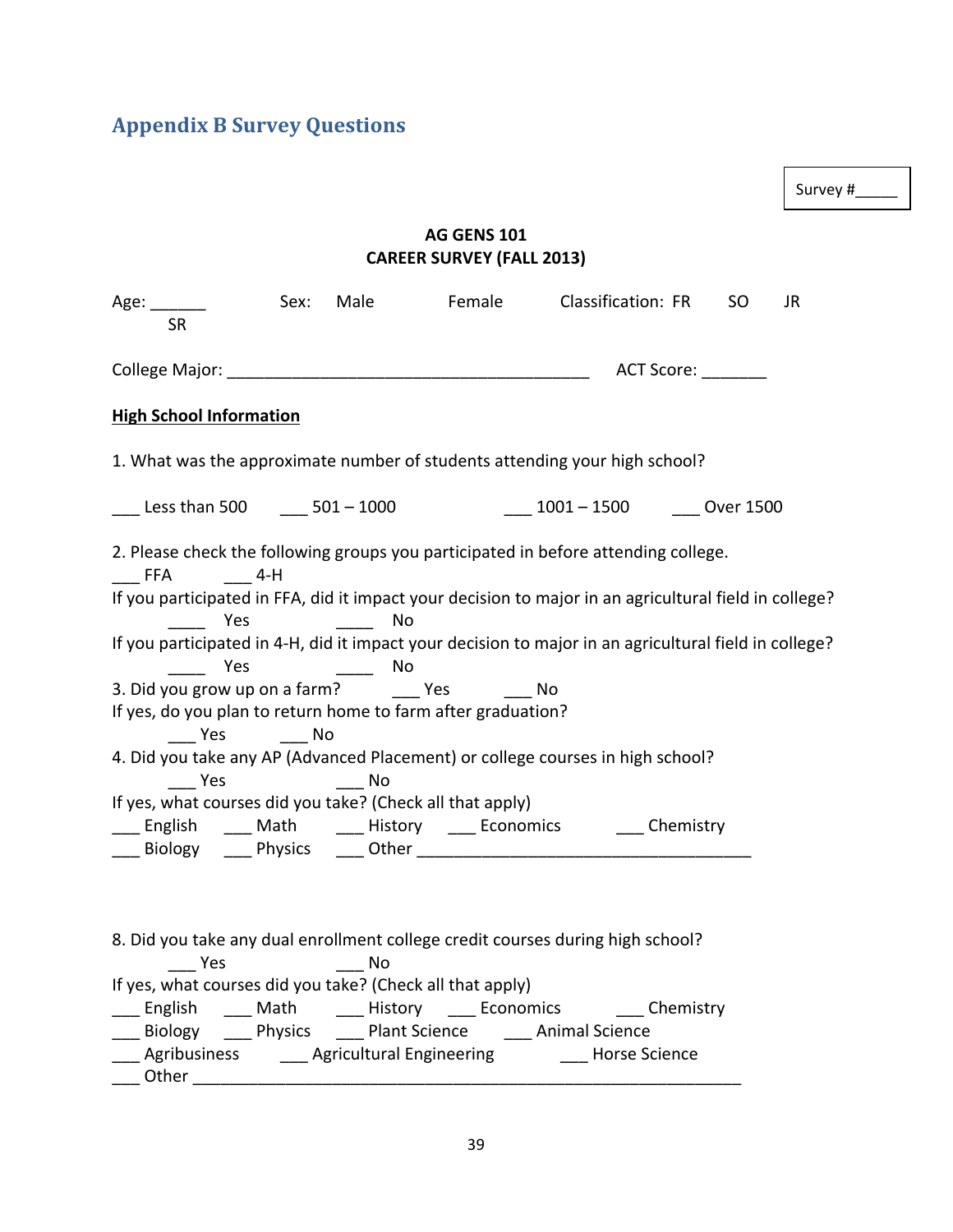## Appendix B Survey Questions

Survey #_____

**AG GENS 101**
**CAREER SURVEY (FALL 2013)**

Age: ______ Sex: Male Female Classification: FR SO JR SR

College Major: ________________________________________ ACT Score: _______

**High School Information**

1. What was the approximate number of students attending your high school?

___ Less than 500 ___ 501 – 1000 ___ 1001 – 1500 ___ Over 1500

2. Please check the following groups you participated in before attending college.
___ FFA ___ 4-H
If you participated in FFA, did it impact your decision to major in an agricultural field in college?
____ Yes ____ No
If you participated in 4-H, did it impact your decision to major in an agricultural field in college?
____ Yes ____ No
3. Did you grow up on a farm? ___ Yes ___ No
If yes, do you plan to return home to farm after graduation?
___ Yes ___ No
4. Did you take any AP (Advanced Placement) or college courses in high school?
___ Yes ___ No
If yes, what courses did you take? (Check all that apply)
___ English ___ Math ___ History ___ Economics ___ Chemistry
___ Biology ___ Physics ___ Other ____________________________________

8. Did you take any dual enrollment college credit courses during high school?
___ Yes ___ No
If yes, what courses did you take? (Check all that apply)
___ English ___ Math ___ History ___ Economics ___ Chemistry
___ Biology ___ Physics ___ Plant Science ___ Animal Science
___ Agribusiness ___ Agricultural Engineering ___ Horse Science
___ Other ____________________________________________________________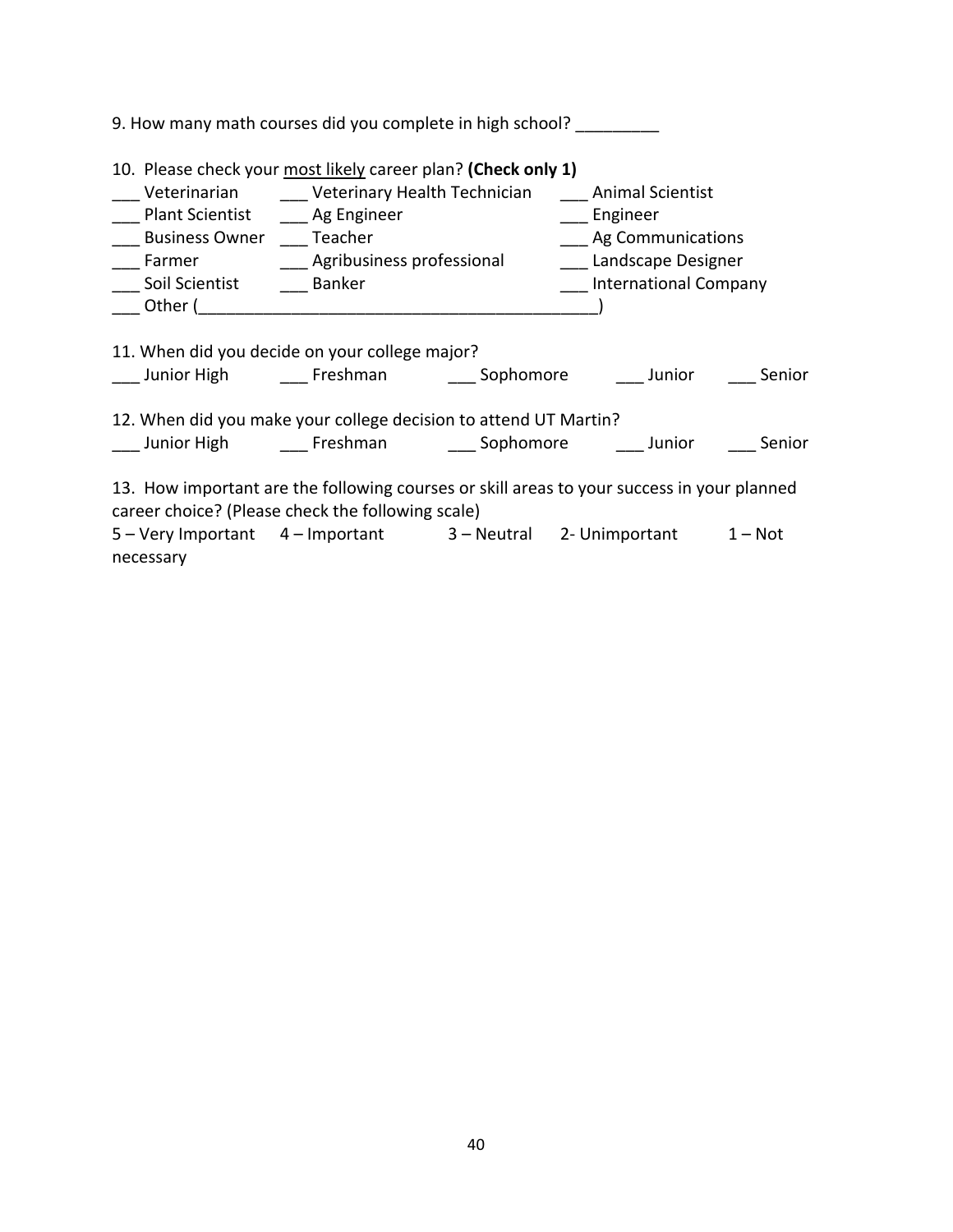9. How many math courses did you complete in high school? _________

10. Please check your <u>most likely</u> career plan? **(Check only 1)**

___ Veterinarian ___ Veterinary Health Technician ___ Animal Scientist
___ Plant Scientist ___ Ag Engineer ___ Engineer
___ Business Owner ___ Teacher ___ Ag Communications
___ Farmer ___ Agribusiness professional ___ Landscape Designer
___ Soil Scientist ___ Banker ___ International Company
___ Other (_________________________________________)

11. When did you decide on your college major?

___ Junior High ___ Freshman ___ Sophomore ___ Junior ___ Senior

12. When did you make your college decision to attend UT Martin?

___ Junior High ___ Freshman ___ Sophomore ___ Junior ___ Senior

13. How important are the following courses or skill areas to your success in your planned career choice? (Please check the following scale)

5 – Very Important 4 – Important 3 – Neutral 2- Unimportant 1 – Not necessary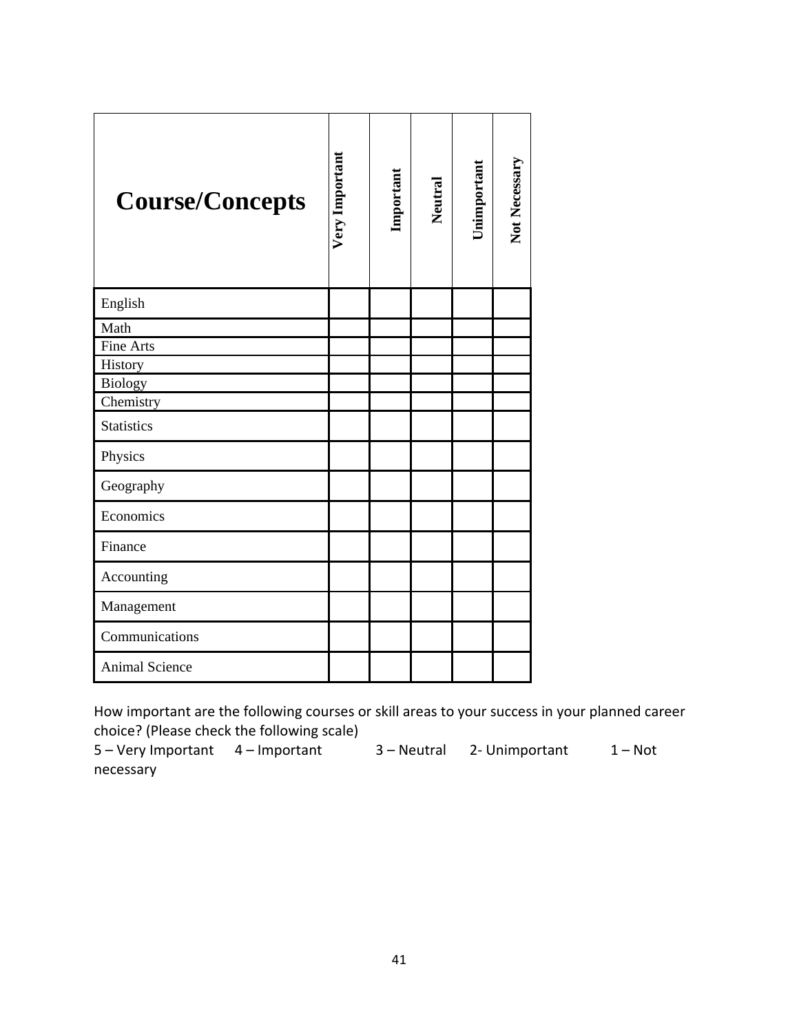| Course/Concepts | Very Important | Important | Neutral | Unimportant | Not Necessary |
|---|---|---|---|---|---|
| English | | | | | |
| Math | | | | | |
| Fine Arts | | | | | |
| History | | | | | |
| Biology | | | | | |
| Chemistry | | | | | |
| Statistics | | | | | |
| Physics | | | | | |
| Geography | | | | | |
| Economics | | | | | |
| Finance | | | | | |
| Accounting | | | | | |
| Management | | | | | |
| Communications | | | | | |
| Animal Science | | | | | |

How important are the following courses or skill areas to your success in your planned career choice? (Please check the following scale)

5 – Very Important 4 – Important 3 – Neutral 2- Unimportant 1 – Not necessary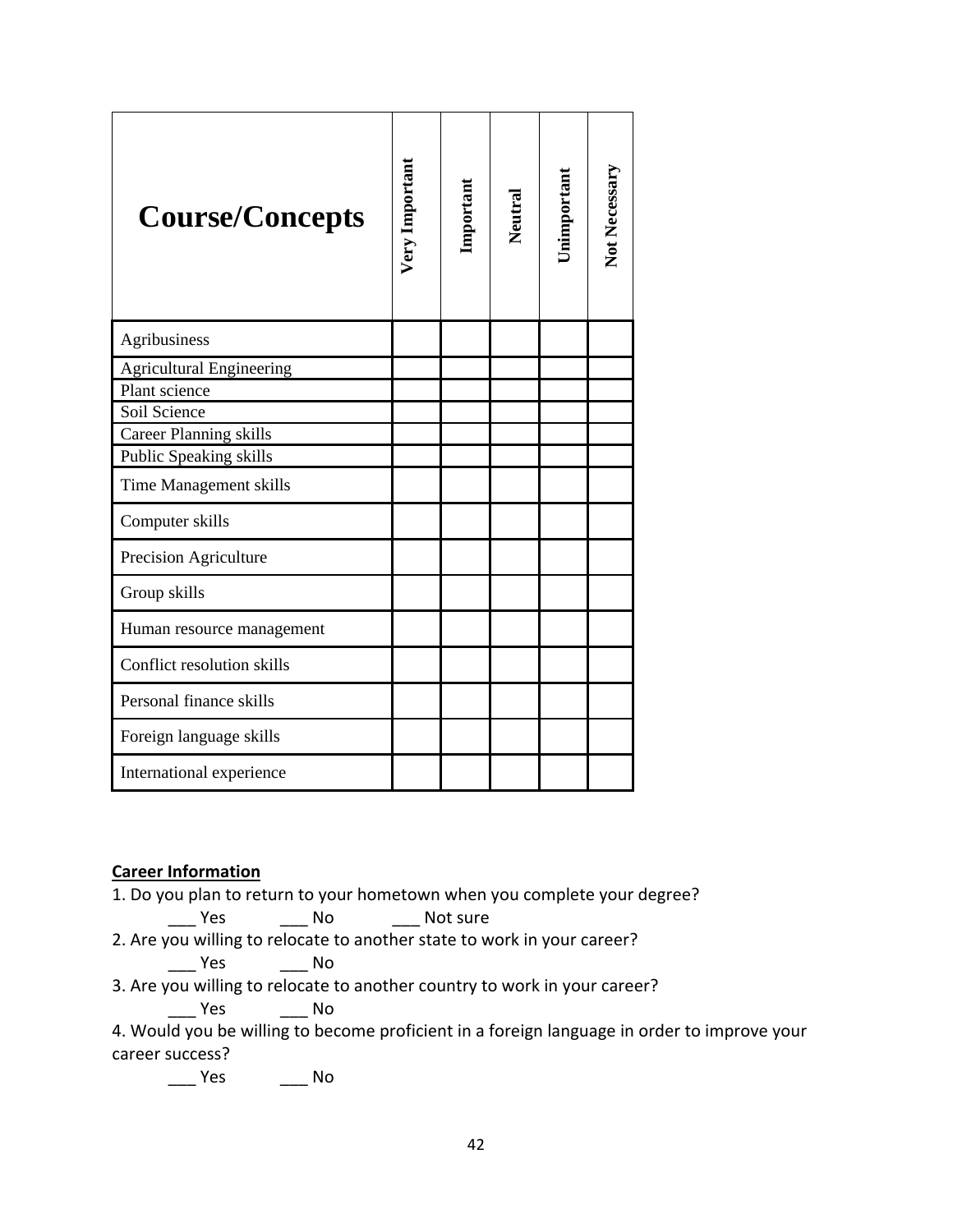| Course/Concepts | Very Important | Important | Neutral | Unimportant | Not Necessary |
|---|---|---|---|---|---|
| Agribusiness | | | | | |
| Agricultural Engineering | | | | | |
| Plant science | | | | | |
| Soil Science | | | | | |
| Career Planning skills | | | | | |
| Public Speaking skills | | | | | |
| Time Management skills | | | | | |
| Computer skills | | | | | |
| Precision Agriculture | | | | | |
| Group skills | | | | | |
| Human resource management | | | | | |
| Conflict resolution skills | | | | | |
| Personal finance skills | | | | | |
| Foreign language skills | | | | | |
| International experience | | | | | |

**Career Information**

1. Do you plan to return to your hometown when you complete your degree?

 ___ Yes ___ No ___ Not sure

2. Are you willing to relocate to another state to work in your career?

 ___ Yes ___ No

3. Are you willing to relocate to another country to work in your career?

 ___ Yes ___ No

4. Would you be willing to become proficient in a foreign language in order to improve your career success?

 ___ Yes ___ No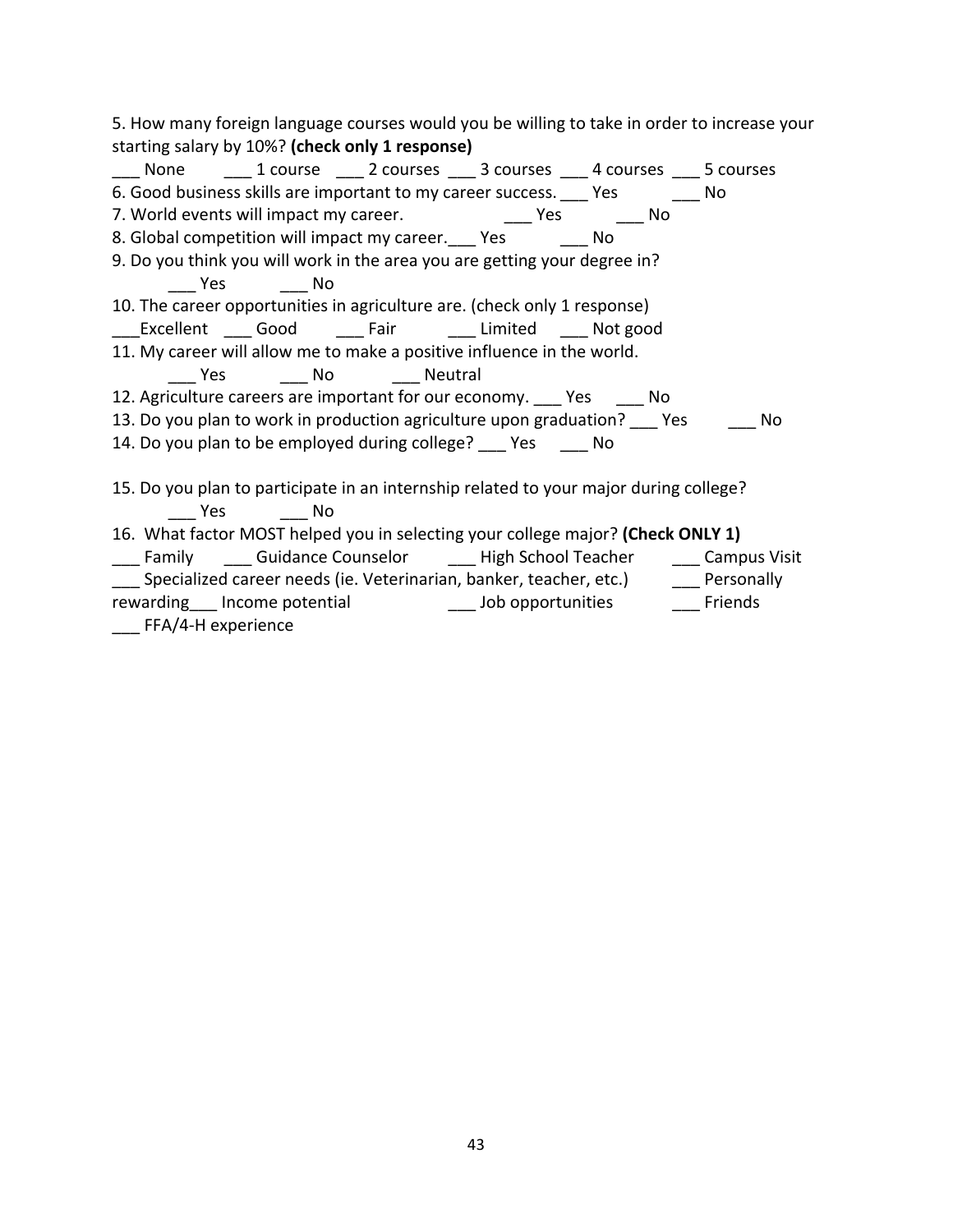5. How many foreign language courses would you be willing to take in order to increase your starting salary by 10%? **(check only 1 response)**

___ None ___ 1 course ___ 2 courses ___ 3 courses ___ 4 courses ___ 5 courses

6. Good business skills are important to my career success. ___ Yes ___ No

7. World events will impact my career. ___ Yes ___ No

8. Global competition will impact my career.___ Yes ___ No

9. Do you think you will work in the area you are getting your degree in?

___ Yes ___ No

10. The career opportunities in agriculture are. (check only 1 response)

___Excellent ___ Good ___ Fair ___ Limited ___ Not good

11. My career will allow me to make a positive influence in the world.

___ Yes ___ No ___ Neutral

12. Agriculture careers are important for our economy. ___ Yes ___ No

13. Do you plan to work in production agriculture upon graduation? ___ Yes ___ No

14. Do you plan to be employed during college? ___ Yes ___ No

15. Do you plan to participate in an internship related to your major during college?

___ Yes ___ No

16. What factor MOST helped you in selecting your college major? **(Check ONLY 1)**

___ Family ___ Guidance Counselor ___ High School Teacher ___ Campus Visit
___ Specialized career needs (ie. Veterinarian, banker, teacher, etc.) ___ Personally rewarding___ Income potential ___ Job opportunities ___ Friends
___ FFA/4-H experience